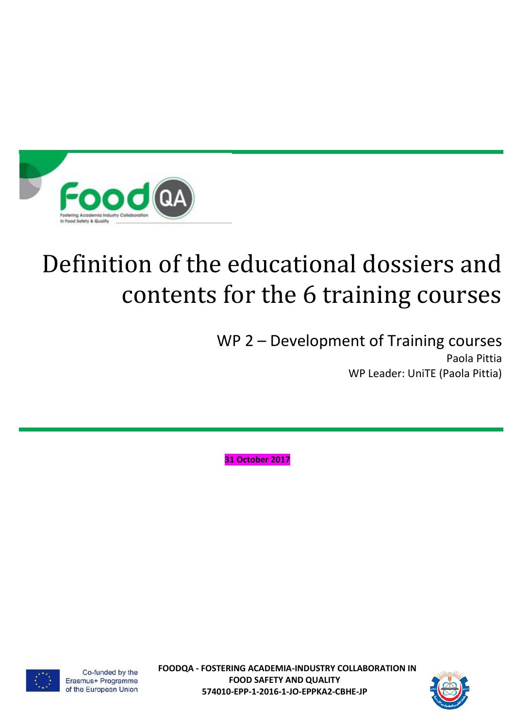# Definition of the educational dossiers and contents for the 6 training courses

## WP 2 – Development of Training courses

Paola Pittia

WP Leader: UniTE (Paola Pittia)

**31 October 2017**

Co-funded by the Erasmus+ Programme of the European Union

**FOODQA - FOSTERING ACADEMIA-INDUSTRY COLLABORATION IN FOOD SAFETY AND QUALITY**
**574010-EPP-1-2016-1-JO-EPPKA2-CBHE-JP**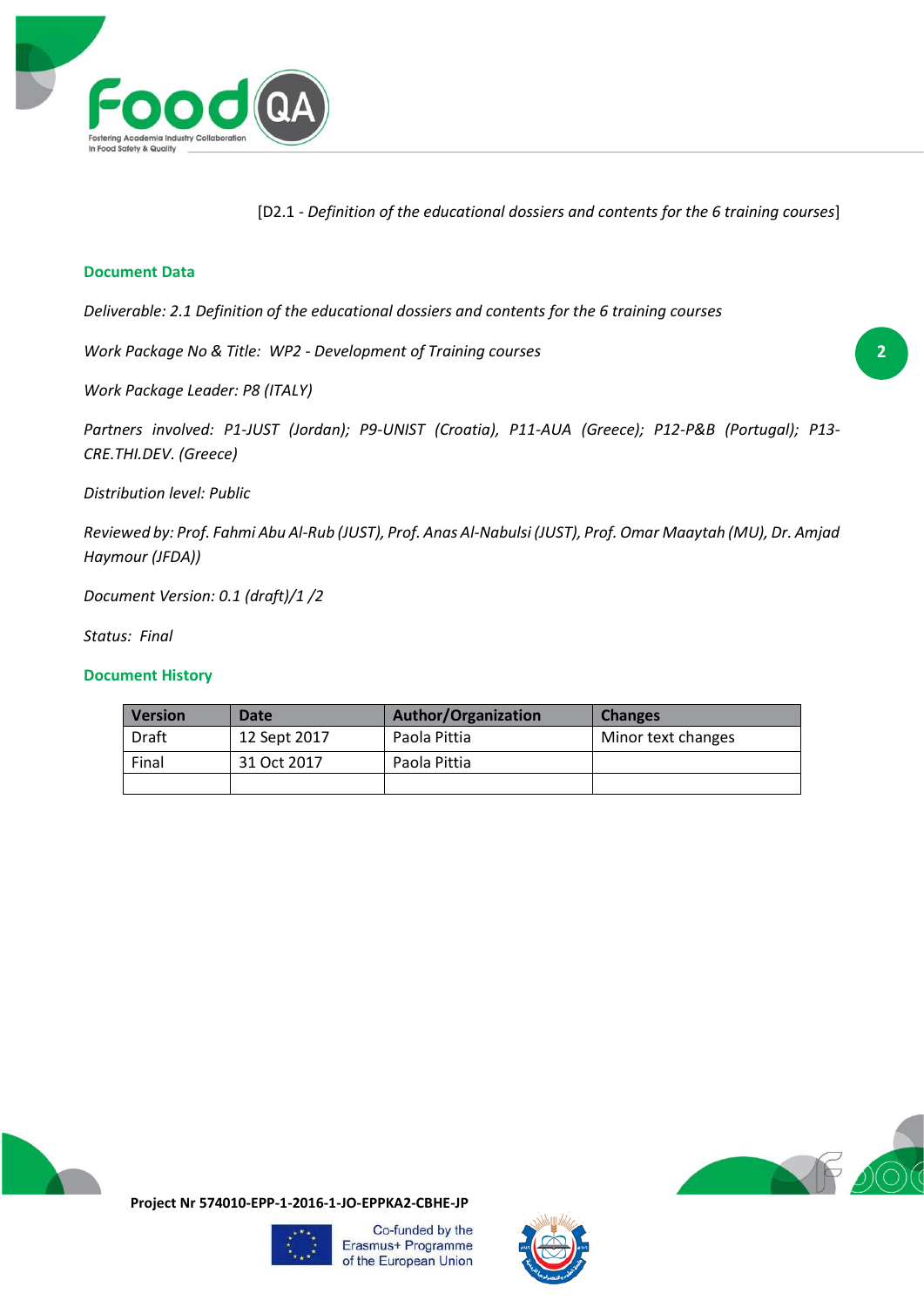[D2.1 - *Definition of the educational dossiers and contents for the 6 training courses*]

## Document Data

*Deliverable: 2.1 Definition of the educational dossiers and contents for the 6 training courses*

*Work Package No & Title: WP2 - Development of Training courses*

*Work Package Leader: P8 (ITALY)*

*Partners involved: P1-JUST (Jordan); P9-UNIST (Croatia), P11-AUA (Greece); P12-P&B (Portugal); P13-CRE.THI.DEV. (Greece)*

*Distribution level: Public*

*Reviewed by: Prof. Fahmi Abu Al-Rub (JUST), Prof. Anas Al-Nabulsi (JUST), Prof. Omar Maaytah (MU), Dr. Amjad Haymour (JFDA))*

*Document Version: 0.1 (draft)/1 /2*

*Status: Final*

## Document History

| Version | Date | Author/Organization | Changes |
|---|---|---|---|
| Draft | 12 Sept 2017 | Paola Pittia | Minor text changes |
| Final | 31 Oct 2017 | Paola Pittia | |
| | | | |

**Project Nr 574010-EPP-1-2016-1-JO-EPPKA2-CBHE-JP**

Co-funded by the Erasmus+ Programme of the European Union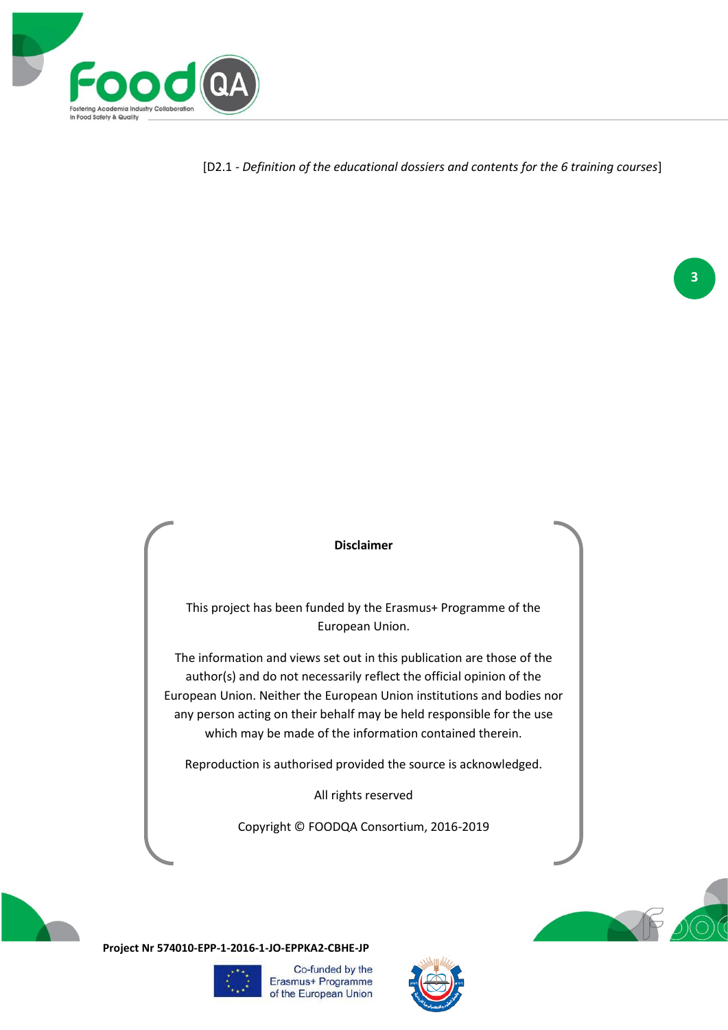**Disclaimer**

This project has been funded by the Erasmus+ Programme of the European Union.

The information and views set out in this publication are those of the author(s) and do not necessarily reflect the official opinion of the European Union. Neither the European Union institutions and bodies nor any person acting on their behalf may be held responsible for the use which may be made of the information contained therein.

Reproduction is authorised provided the source is acknowledged.

All rights reserved

Copyright © FOODQA Consortium, 2016-2019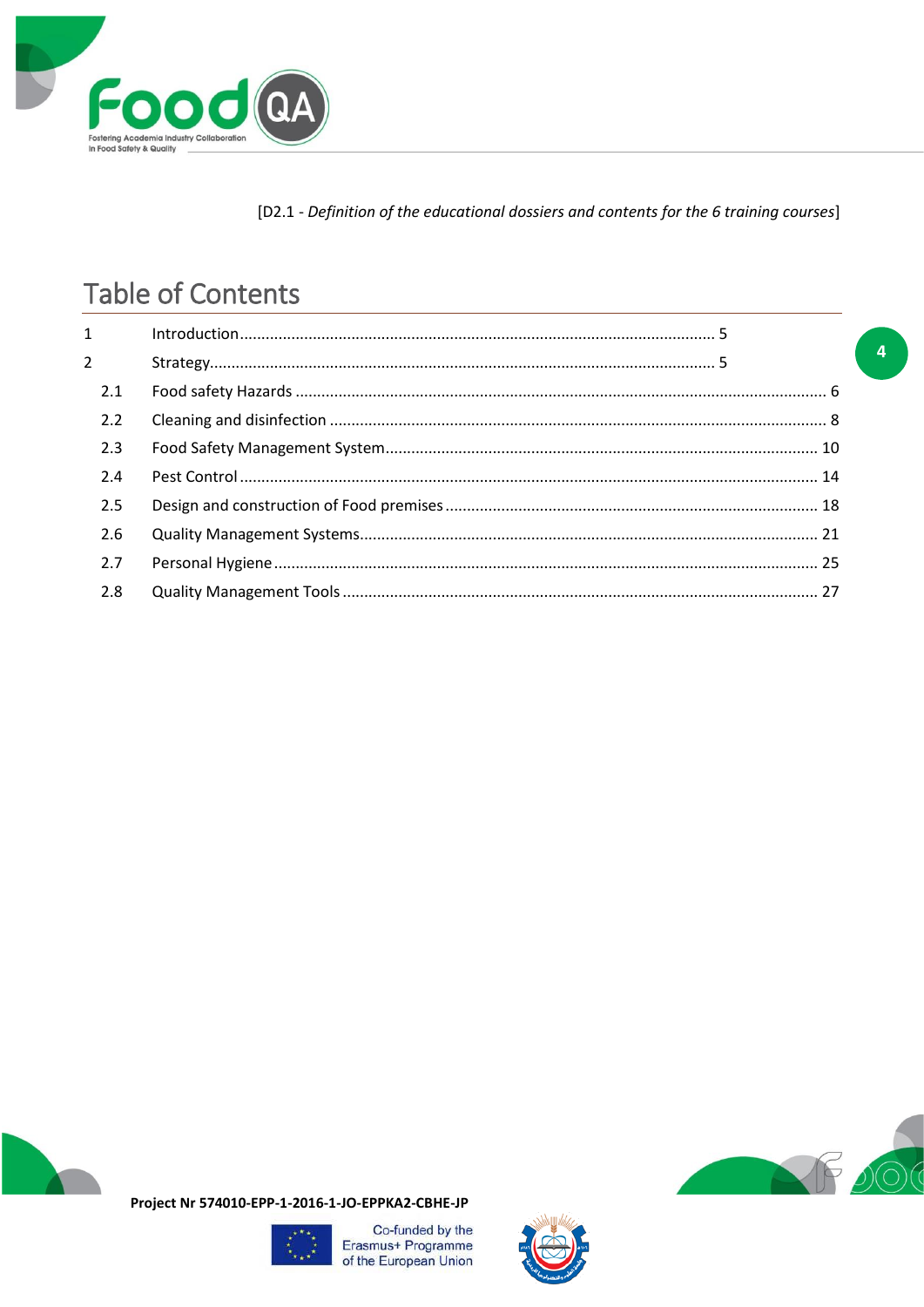[D2.1 - *Definition of the educational dossiers and contents for the 6 training courses*]

# Table of Contents

| | | |
|---|---|---|
| 1 | Introduction | 5 |
| 2 | Strategy | 5 |
| 2.1 | Food safety Hazards | 6 |
| 2.2 | Cleaning and disinfection | 8 |
| 2.3 | Food Safety Management System | 10 |
| 2.4 | Pest Control | 14 |
| 2.5 | Design and construction of Food premises | 18 |
| 2.6 | Quality Management Systems | 21 |
| 2.7 | Personal Hygiene | 25 |
| 2.8 | Quality Management Tools | 27 |

**Project Nr 574010-EPP-1-2016-1-JO-EPPKA2-CBHE-JP**

Co-funded by the Erasmus+ Programme of the European Union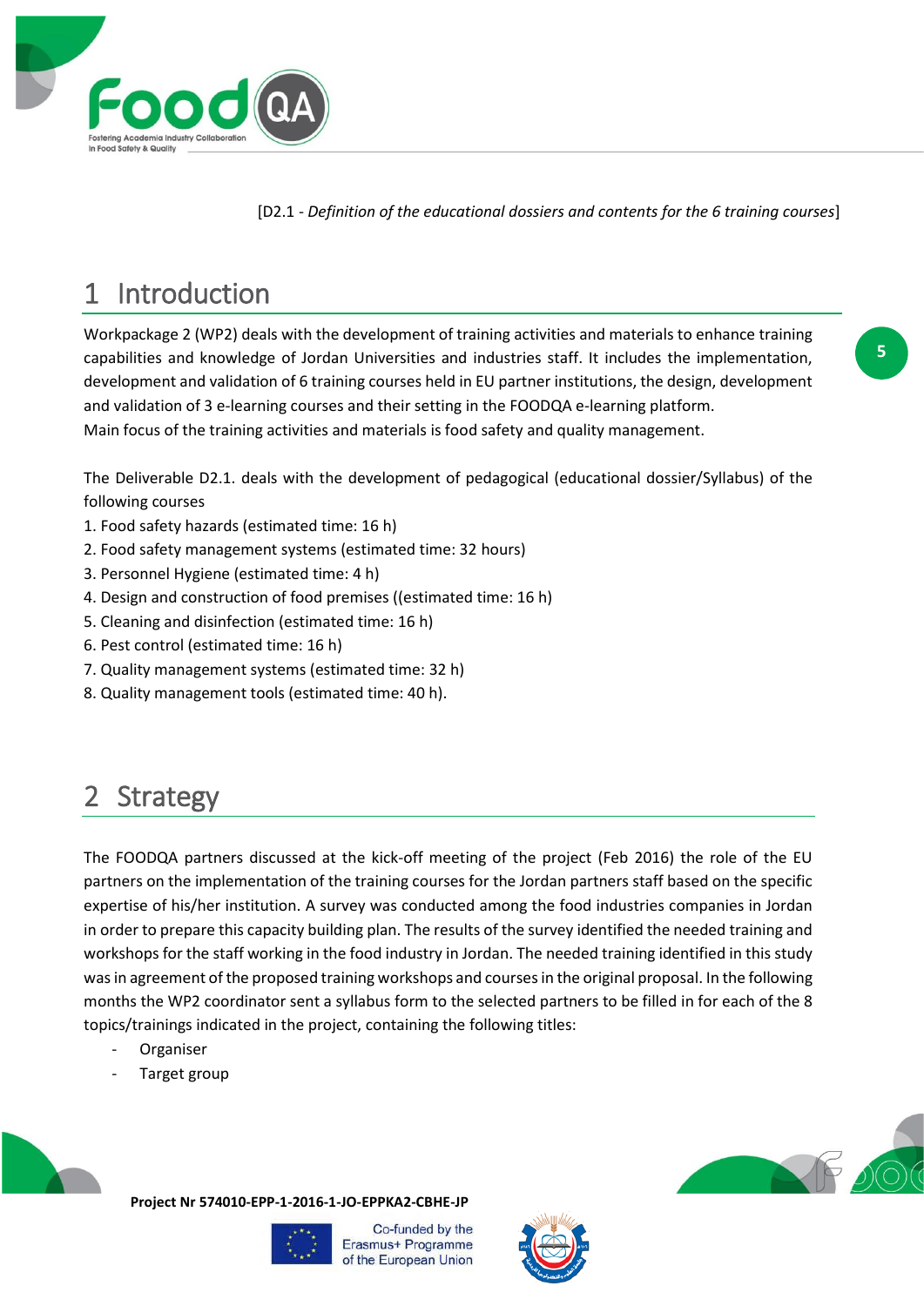# 1 Introduction

Workpackage 2 (WP2) deals with the development of training activities and materials to enhance training capabilities and knowledge of Jordan Universities and industries staff. It includes the implementation, development and validation of 6 training courses held in EU partner institutions, the design, development and validation of 3 e-learning courses and their setting in the FOODQA e-learning platform.
Main focus of the training activities and materials is food safety and quality management.

The Deliverable D2.1. deals with the development of pedagogical (educational dossier/Syllabus) of the following courses

1. Food safety hazards (estimated time: 16 h)
2. Food safety management systems (estimated time: 32 hours)
3. Personnel Hygiene (estimated time: 4 h)
4. Design and construction of food premises ((estimated time: 16 h)
5. Cleaning and disinfection (estimated time: 16 h)
6. Pest control (estimated time: 16 h)
7. Quality management systems (estimated time: 32 h)
8. Quality management tools (estimated time: 40 h).

# 2 Strategy

The FOODQA partners discussed at the kick-off meeting of the project (Feb 2016) the role of the EU partners on the implementation of the training courses for the Jordan partners staff based on the specific expertise of his/her institution. A survey was conducted among the food industries companies in Jordan in order to prepare this capacity building plan. The results of the survey identified the needed training and workshops for the staff working in the food industry in Jordan. The needed training identified in this study was in agreement of the proposed training workshops and courses in the original proposal. In the following months the WP2 coordinator sent a syllabus form to the selected partners to be filled in for each of the 8 topics/trainings indicated in the project, containing the following titles:

- Organiser
- Target group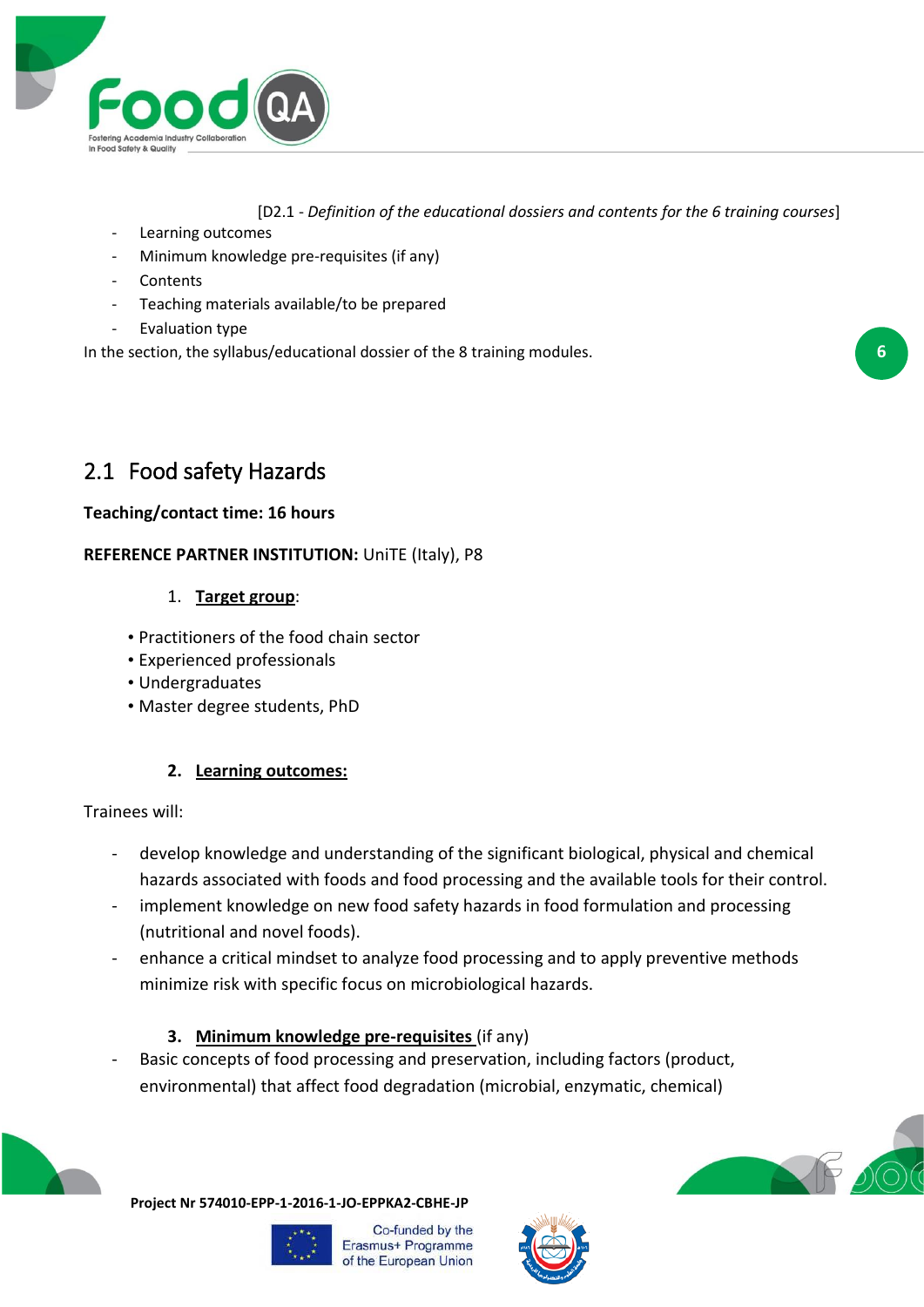- Learning outcomes
- Minimum knowledge pre-requisites (if any)
- Contents
- Teaching materials available/to be prepared
- Evaluation type

In the section, the syllabus/educational dossier of the 8 training modules.

## 2.1 Food safety Hazards

**Teaching/contact time: 16 hours**

**REFERENCE PARTNER INSTITUTION:** UniTE (Italy), P8

1. **Target group**:

- Practitioners of the food chain sector
- Experienced professionals
- Undergraduates
- Master degree students, PhD

2. **Learning outcomes:**

Trainees will:

- develop knowledge and understanding of the significant biological, physical and chemical hazards associated with foods and food processing and the available tools for their control.
- implement knowledge on new food safety hazards in food formulation and processing (nutritional and novel foods).
- enhance a critical mindset to analyze food processing and to apply preventive methods minimize risk with specific focus on microbiological hazards.

3. **Minimum knowledge pre-requisites** (if any)

- Basic concepts of food processing and preservation, including factors (product, environmental) that affect food degradation (microbial, enzymatic, chemical)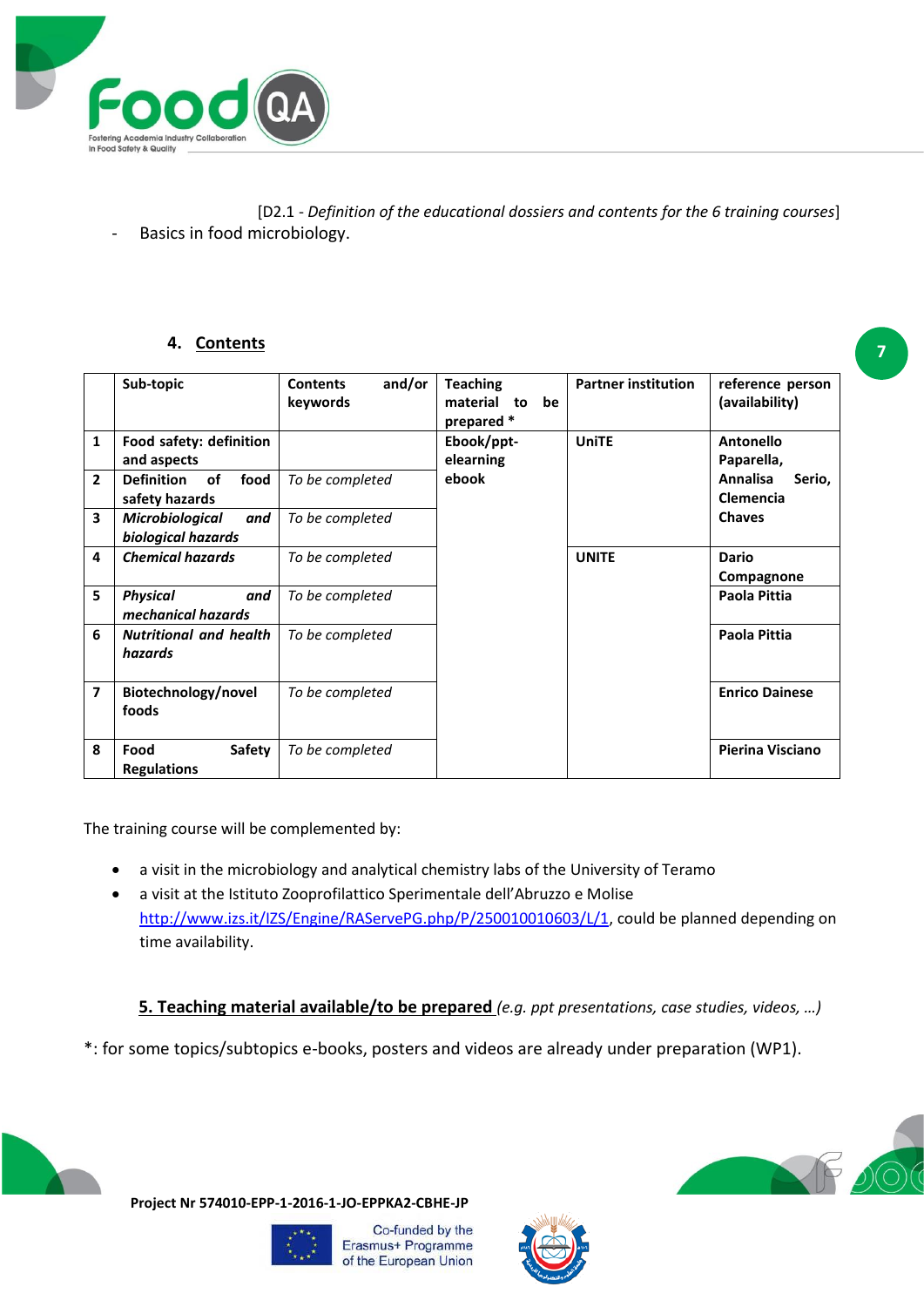[D2.1 - *Definition of the educational dossiers and contents for the 6 training courses*]

- Basics in food microbiology.

#### 4. Contents

| | Sub-topic | Contents and/or keywords | Teaching material to be prepared * | Partner institution | reference person (availability) |
|---|---|---|---|---|---|
| 1 | **Food safety: definition and aspects** | | **Ebook/ppt-elearning ebook** | **UniTE** | **Antonello Paparella, Annalisa Serio, Clemencia Chaves** |
| 2 | **Definition of food safety hazards** | *To be completed* | | | |
| 3 | ***Microbiological and biological hazards*** | *To be completed* | | | |
| 4 | ***Chemical hazards*** | *To be completed* | | **UNITE** | **Dario Compagnone** |
| 5 | ***Physical and mechanical hazards*** | *To be completed* | | | **Paola Pittia** |
| 6 | ***Nutritional and health hazards*** | *To be completed* | | | **Paola Pittia** |
| 7 | **Biotechnology/novel foods** | *To be completed* | | | **Enrico Dainese** |
| 8 | **Food Safety Regulations** | *To be completed* | | | **Pierina Visciano** |

The training course will be complemented by:

- a visit in the microbiology and analytical chemistry labs of the University of Teramo
- a visit at the Istituto Zooprofilattico Sperimentale dell'Abruzzo e Molise http://www.izs.it/IZS/Engine/RAServePG.php/P/250010010603/L/1, could be planned depending on time availability.

#### 5. Teaching material available/to be prepared *(e.g. ppt presentations, case studies, videos, …)*

*: for some topics/subtopics e-books, posters and videos are already under preparation (WP1).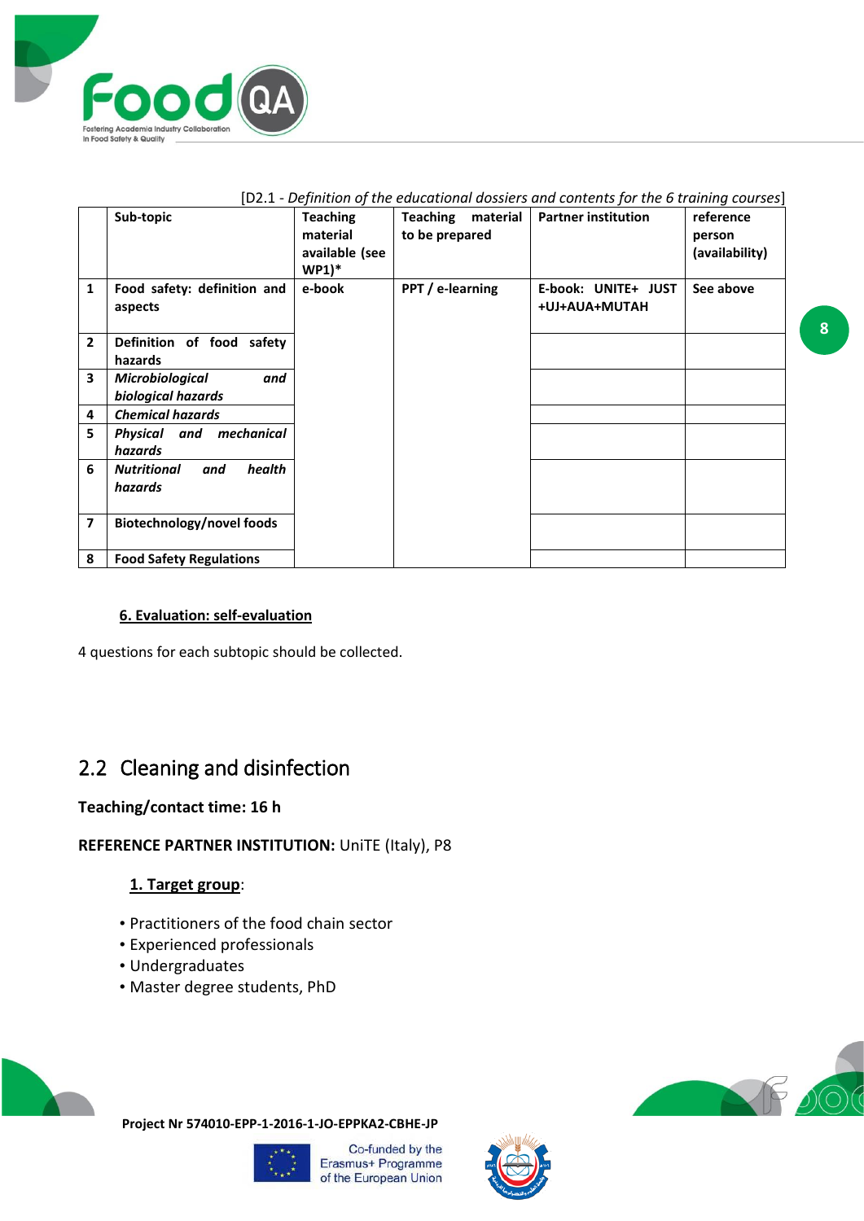[D2.1 - *Definition of the educational dossiers and contents for the 6 training courses*]

| | Sub-topic | Teaching material available (see WP1)* | Teaching material to be prepared | Partner institution | reference person (availability) |
|---|---|---|---|---|---|
| **1** | **Food safety: definition and aspects** | **e-book** | **PPT / e-learning** | **E-book: UNITE+ JUST +UJ+AUA+MUTAH** | **See above** |
| **2** | **Definition of food safety hazards** | | | | |
| **3** | ***Microbiological and biological hazards*** | | | | |
| **4** | ***Chemical hazards*** | | | | |
| **5** | ***Physical and mechanical hazards*** | | | | |
| **6** | ***Nutritional and health hazards*** | | | | |
| **7** | **Biotechnology/novel foods** | | | | |
| **8** | **Food Safety Regulations** | | | | |

**6. Evaluation: self-evaluation**

4 questions for each subtopic should be collected.

## 2.2 Cleaning and disinfection

**Teaching/contact time: 16 h**

**REFERENCE PARTNER INSTITUTION:** UniTE (Italy), P8

**1. Target group**:

- Practitioners of the food chain sector
- Experienced professionals
- Undergraduates
- Master degree students, PhD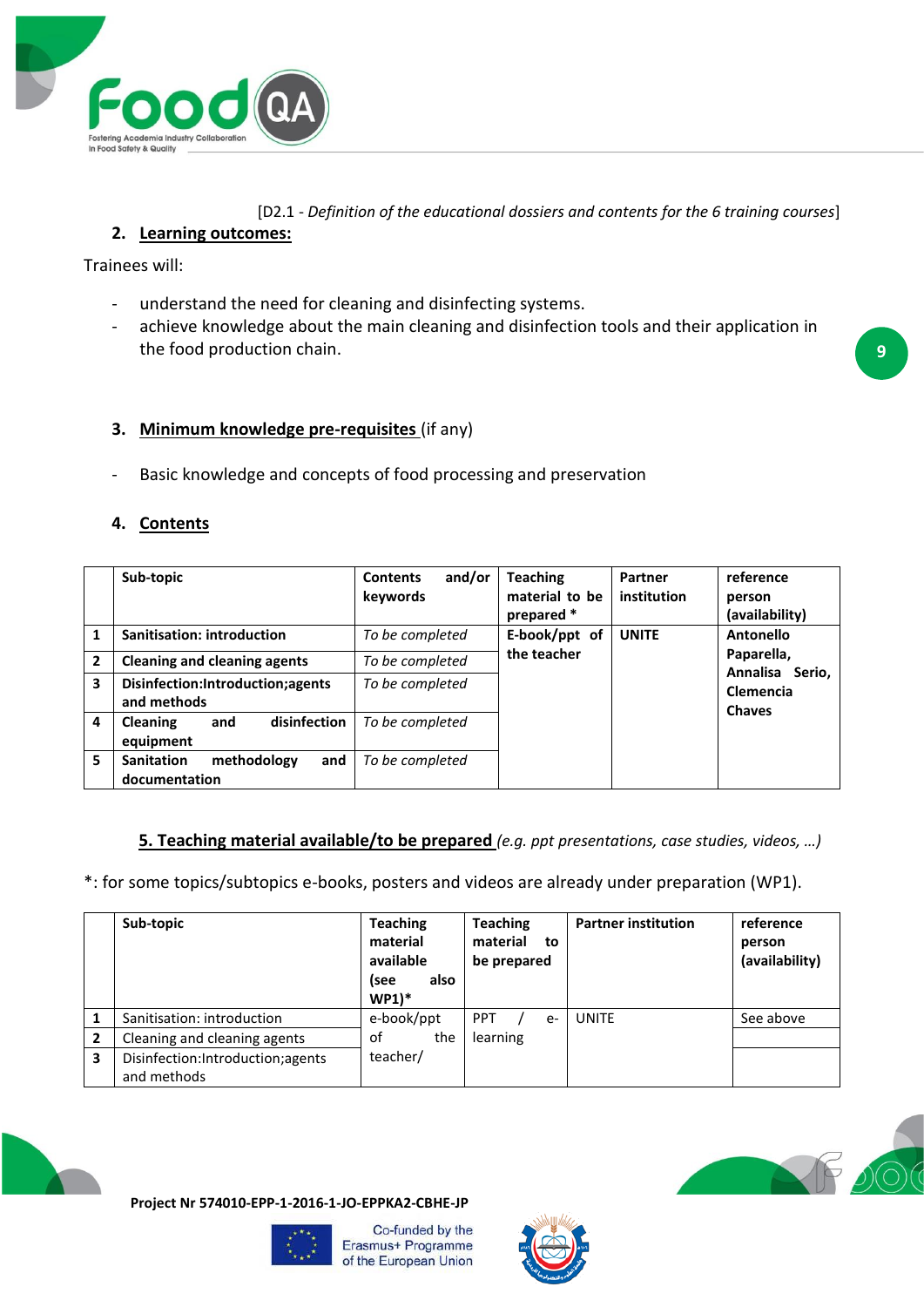[D2.1 - *Definition of the educational dossiers and contents for the 6 training courses*]

## 2. Learning outcomes:

Trainees will:

- understand the need for cleaning and disinfecting systems.
- achieve knowledge about the main cleaning and disinfection tools and their application in the food production chain.

## 3. Minimum knowledge pre-requisites (if any)

- Basic knowledge and concepts of food processing and preservation

## 4. Contents

| | Sub-topic | Contents and/or keywords | Teaching material to be prepared * | Partner institution | reference person (availability) |
|---|---|---|---|---|---|
| 1 | **Sanitisation: introduction** | *To be completed* | **E-book/ppt of the teacher** | **UNITE** | **Antonello Paparella, Annalisa Serio, Clemencia Chaves** |
| 2 | **Cleaning and cleaning agents** | *To be completed* | | | |
| 3 | **Disinfection:Introduction;agents and methods** | *To be completed* | | | |
| 4 | **Cleaning and disinfection equipment** | *To be completed* | | | |
| 5 | **Sanitation methodology and documentation** | *To be completed* | | | |

## 5. Teaching material available/to be prepared *(e.g. ppt presentations, case studies, videos, …)*

*: for some topics/subtopics e-books, posters and videos are already under preparation (WP1).

| | Sub-topic | Teaching material available (see also WP1)* | Teaching material to be prepared | Partner institution | reference person (availability) |
|---|---|---|---|---|---|
| 1 | Sanitisation: introduction | e-book/ppt of the teacher/ | PPT / e-learning | UNITE | See above |
| 2 | Cleaning and cleaning agents | | | | |
| 3 | Disinfection:Introduction;agents and methods | | | | |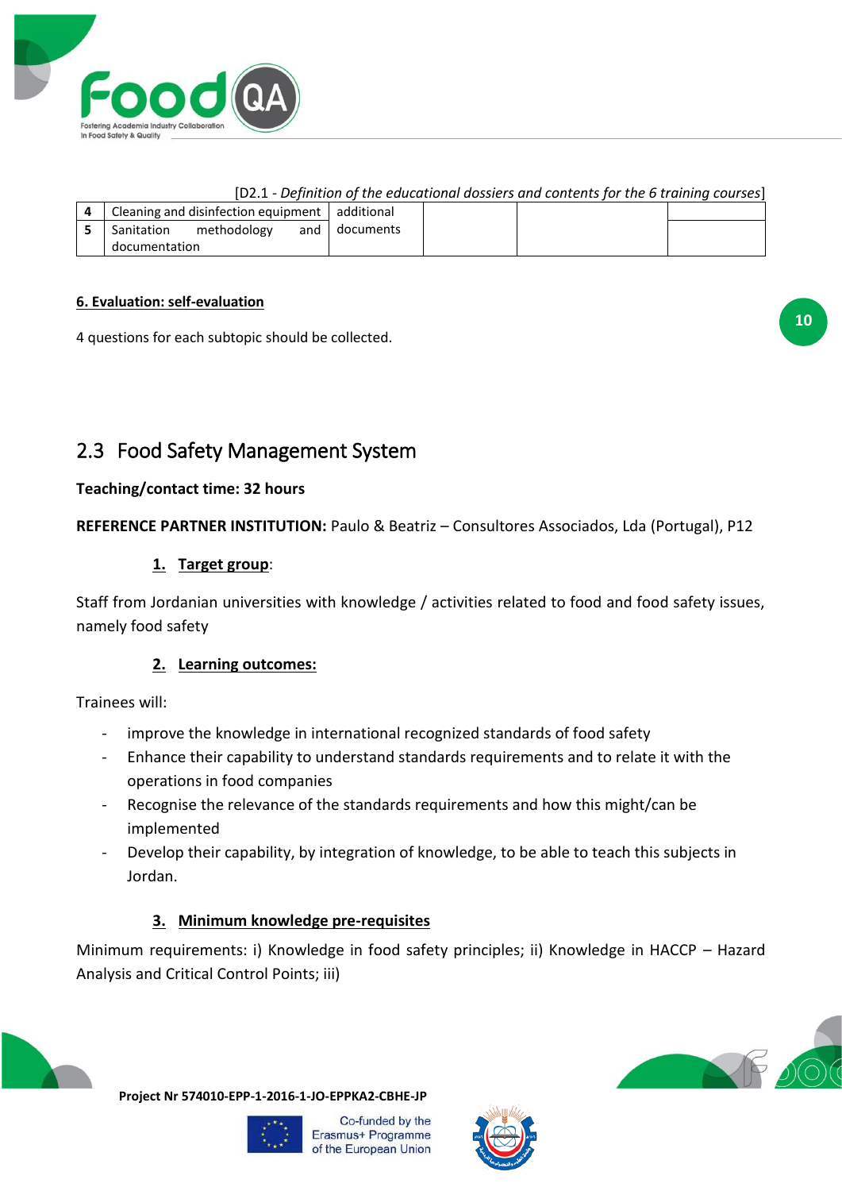| 4 | Cleaning and disinfection equipment | additional documents | | | |
|---|---|---|---|---|---|
| 5 | Sanitation methodology and documentation | | | | |

**6. Evaluation: self-evaluation**

4 questions for each subtopic should be collected.

## 2.3 Food Safety Management System

**Teaching/contact time: 32 hours**

**REFERENCE PARTNER INSTITUTION:** Paulo & Beatriz – Consultores Associados, Lda (Portugal), P12

### 1. Target group:

Staff from Jordanian universities with knowledge / activities related to food and food safety issues, namely food safety

### 2. Learning outcomes:

Trainees will:

- improve the knowledge in international recognized standards of food safety
- Enhance their capability to understand standards requirements and to relate it with the operations in food companies
- Recognise the relevance of the standards requirements and how this might/can be implemented
- Develop their capability, by integration of knowledge, to be able to teach this subjects in Jordan.

### 3. Minimum knowledge pre-requisites

Minimum requirements: i) Knowledge in food safety principles; ii) Knowledge in HACCP – Hazard Analysis and Critical Control Points; iii)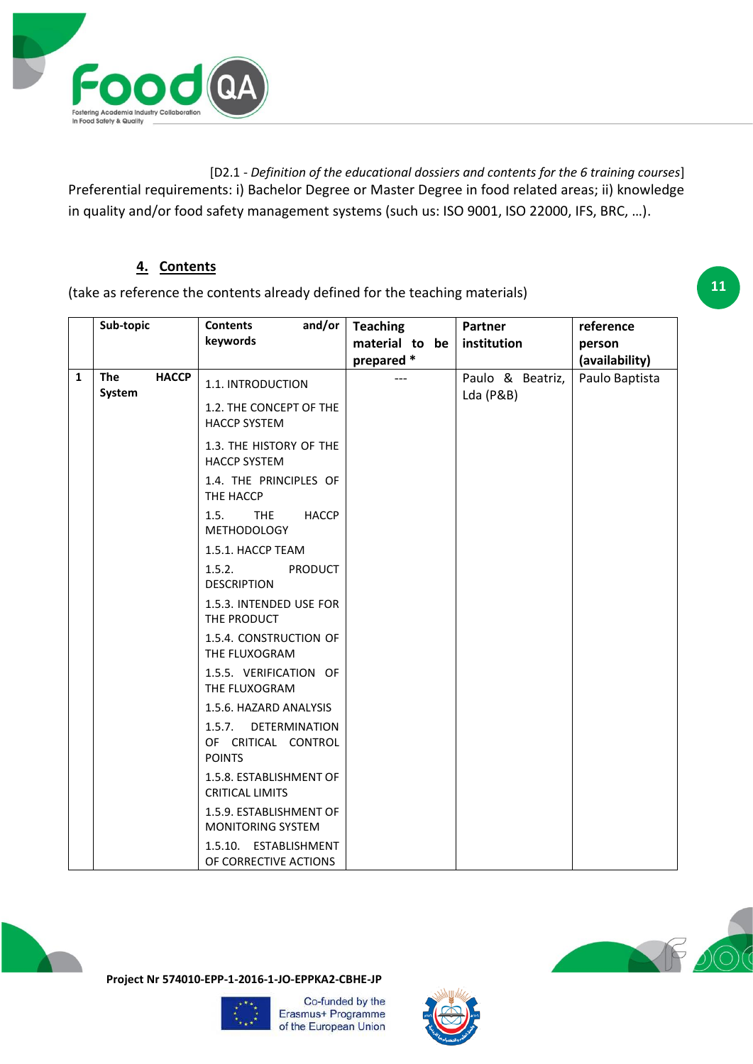[D2.1 - *Definition of the educational dossiers and contents for the 6 training courses*]

Preferential requirements: i) Bachelor Degree or Master Degree in food related areas; ii) knowledge in quality and/or food safety management systems (such us: ISO 9001, ISO 22000, IFS, BRC, …).

## 4. Contents

(take as reference the contents already defined for the teaching materials)

| | Sub-topic | Contents and/or keywords | Teaching material to be prepared * | Partner institution | reference person (availability) |
|---|---|---|---|---|---|
| 1 | The HACCP System | 1.1. INTRODUCTION<br>1.2. THE CONCEPT OF THE HACCP SYSTEM<br>1.3. THE HISTORY OF THE HACCP SYSTEM<br>1.4. THE PRINCIPLES OF THE HACCP<br>1.5. THE HACCP METHODOLOGY<br>1.5.1. HACCP TEAM<br>1.5.2. PRODUCT DESCRIPTION<br>1.5.3. INTENDED USE FOR THE PRODUCT<br>1.5.4. CONSTRUCTION OF THE FLUXOGRAM<br>1.5.5. VERIFICATION OF THE FLUXOGRAM<br>1.5.6. HAZARD ANALYSIS<br>1.5.7. DETERMINATION OF CRITICAL CONTROL POINTS<br>1.5.8. ESTABLISHMENT OF CRITICAL LIMITS<br>1.5.9. ESTABLISHMENT OF MONITORING SYSTEM<br>1.5.10. ESTABLISHMENT OF CORRECTIVE ACTIONS | --- | Paulo & Beatriz, Lda (P&B) | Paulo Baptista |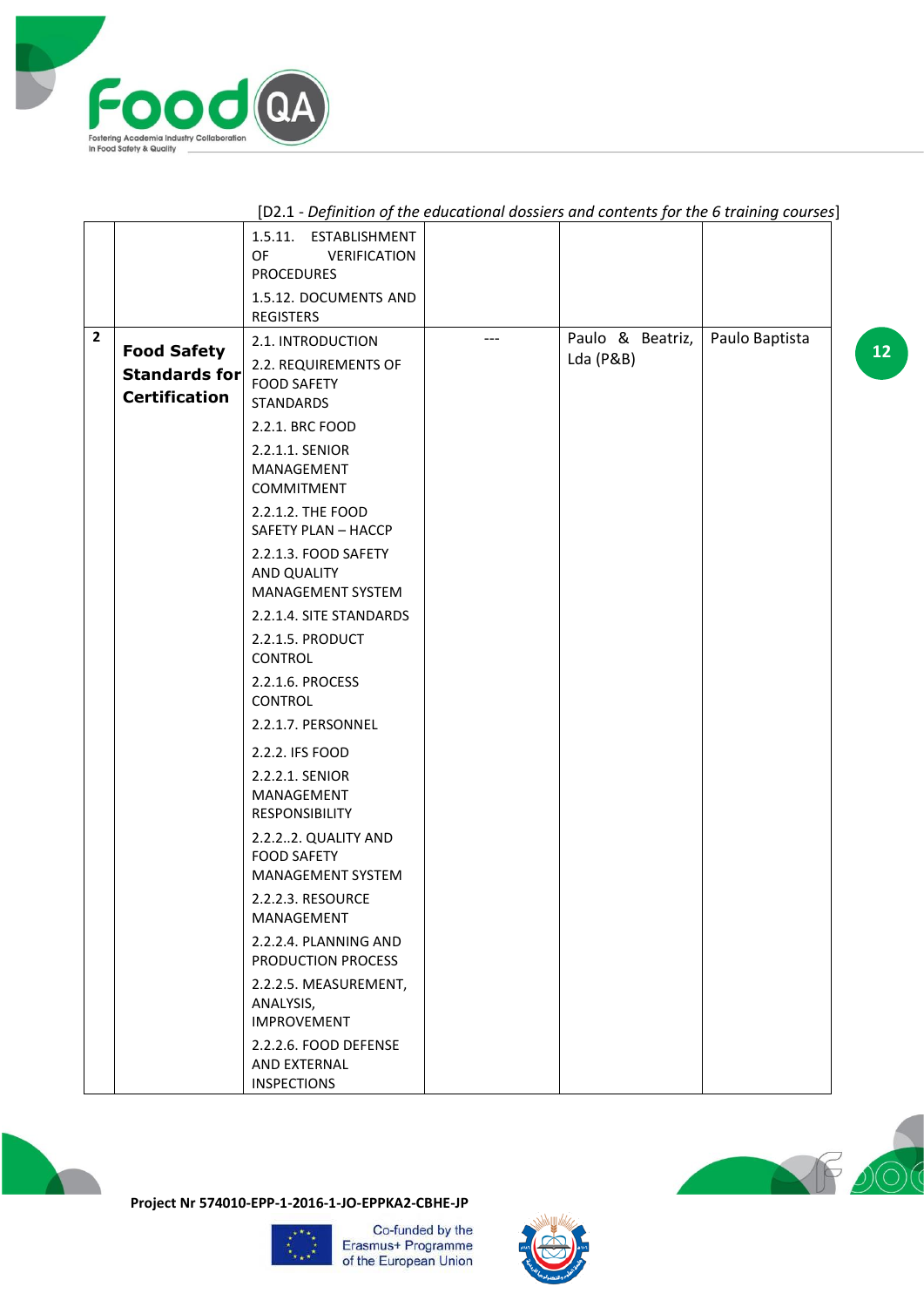[D2.1 - *Definition of the educational dossiers and contents for the 6 training courses*]

| | | | | | |
|---|---|---|---|---|---|
| | | 1.5.11. ESTABLISHMENT OF VERIFICATION PROCEDURES<br>1.5.12. DOCUMENTS AND REGISTERS | | | |
| **2** | **Food Safety Standards for Certification** | 2.1. INTRODUCTION<br>2.2. REQUIREMENTS OF FOOD SAFETY STANDARDS<br>2.2.1. BRC FOOD<br>2.2.1.1. SENIOR MANAGEMENT COMMITMENT<br>2.2.1.2. THE FOOD SAFETY PLAN – HACCP<br>2.2.1.3. FOOD SAFETY AND QUALITY MANAGEMENT SYSTEM<br>2.2.1.4. SITE STANDARDS<br>2.2.1.5. PRODUCT CONTROL<br>2.2.1.6. PROCESS CONTROL<br>2.2.1.7. PERSONNEL<br>2.2.2. IFS FOOD<br>2.2.2.1. SENIOR MANAGEMENT RESPONSIBILITY<br>2.2.2..2. QUALITY AND FOOD SAFETY MANAGEMENT SYSTEM<br>2.2.2.3. RESOURCE MANAGEMENT<br>2.2.2.4. PLANNING AND PRODUCTION PROCESS<br>2.2.2.5. MEASUREMENT, ANALYSIS, IMPROVEMENT<br>2.2.2.6. FOOD DEFENSE AND EXTERNAL INSPECTIONS | --- | Paulo & Beatriz, Lda (P&B) | Paulo Baptista |

**Project Nr 574010-EPP-1-2016-1-JO-EPPKA2-CBHE-JP**

Co-funded by the Erasmus+ Programme of the European Union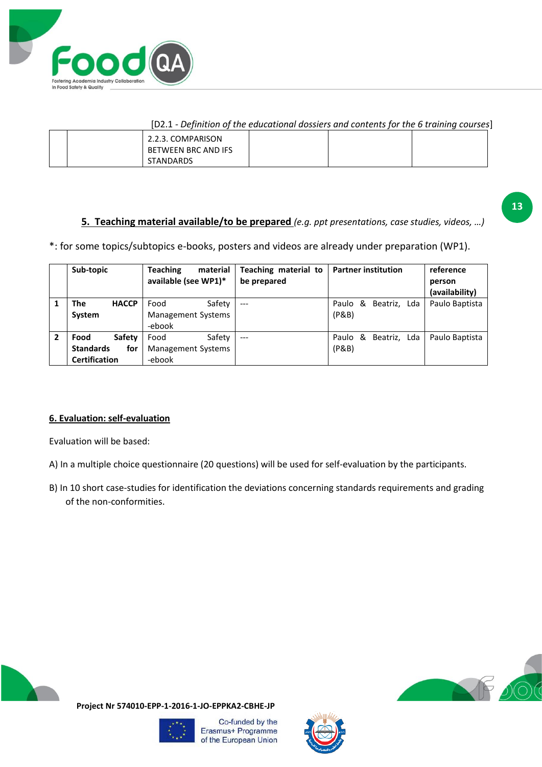| | | 2.2.3. COMPARISON BETWEEN BRC AND IFS STANDARDS | | | |
|---|---|---|---|---|---|

## 5. Teaching material available/to be prepared *(e.g. ppt presentations, case studies, videos, …)*

*: for some topics/subtopics e-books, posters and videos are already under preparation (WP1).

| | **Sub-topic** | **Teaching material available (see WP1)*** | **Teaching material to be prepared** | **Partner institution** | **reference person (availability)** |
|---|---|---|---|---|---|
| **1** | **The HACCP System** | Food Safety Management Systems -ebook | --- | Paulo & Beatriz, Lda (P&B) | Paulo Baptista |
| **2** | **Food Safety Standards for Certification** | Food Safety Management Systems -ebook | --- | Paulo & Beatriz, Lda (P&B) | Paulo Baptista |

## 6. Evaluation: self-evaluation

Evaluation will be based:

A) In a multiple choice questionnaire (20 questions) will be used for self-evaluation by the participants.

B) In 10 short case-studies for identification the deviations concerning standards requirements and grading of the non-conformities.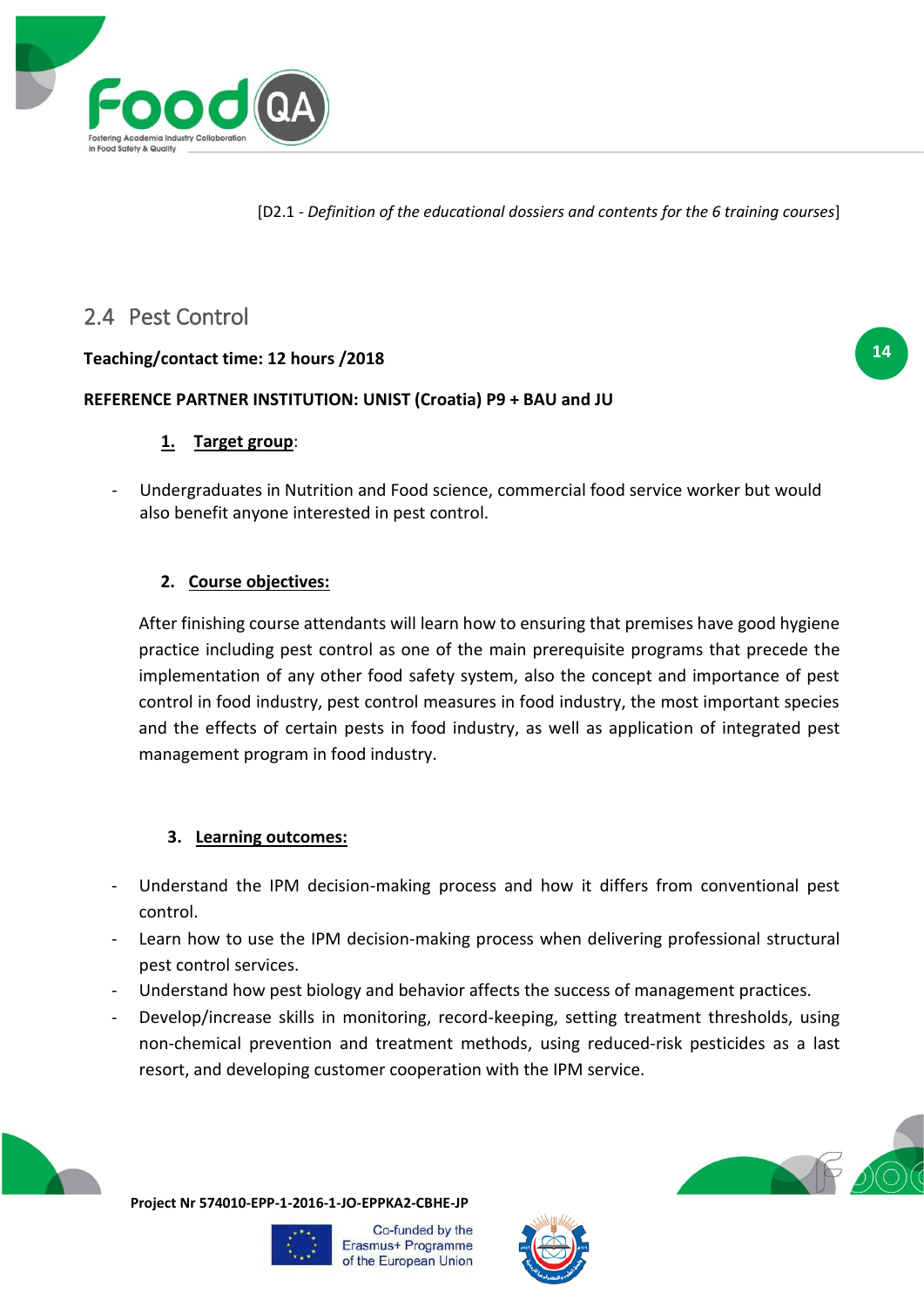## 2.4 Pest Control

**Teaching/contact time: 12 hours /2018**

**REFERENCE PARTNER INSTITUTION: UNIST (Croatia) P9 + BAU and JU**

1. **Target group**:

- Undergraduates in Nutrition and Food science, commercial food service worker but would also benefit anyone interested in pest control.

2. **Course objectives:**

After finishing course attendants will learn how to ensuring that premises have good hygiene practice including pest control as one of the main prerequisite programs that precede the implementation of any other food safety system, also the concept and importance of pest control in food industry, pest control measures in food industry, the most important species and the effects of certain pests in food industry, as well as application of integrated pest management program in food industry.

3. **Learning outcomes:**

- Understand the IPM decision-making process and how it differs from conventional pest control.
- Learn how to use the IPM decision-making process when delivering professional structural pest control services.
- Understand how pest biology and behavior affects the success of management practices.
- Develop/increase skills in monitoring, record-keeping, setting treatment thresholds, using non-chemical prevention and treatment methods, using reduced-risk pesticides as a last resort, and developing customer cooperation with the IPM service.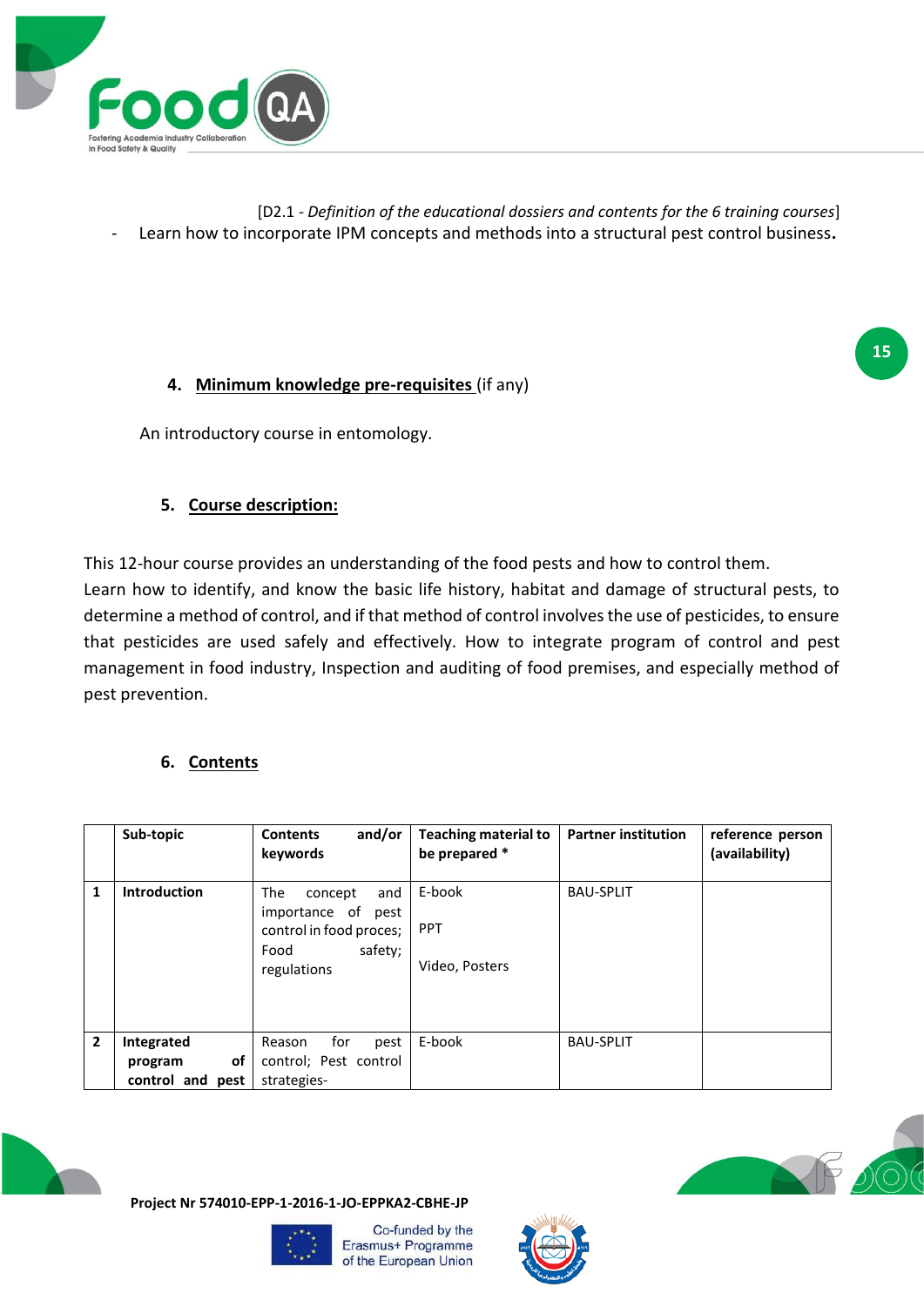- Learn how to incorporate IPM concepts and methods into a structural pest control business.

### 4. Minimum knowledge pre-requisites (if any)

An introductory course in entomology.

### 5. Course description:

This 12-hour course provides an understanding of the food pests and how to control them.
Learn how to identify, and know the basic life history, habitat and damage of structural pests, to determine a method of control, and if that method of control involves the use of pesticides, to ensure that pesticides are used safely and effectively. How to integrate program of control and pest management in food industry, Inspection and auditing of food premises, and especially method of pest prevention.

### 6. Contents

| | Sub-topic | Contents and/or keywords | Teaching material to be prepared * | Partner institution | reference person (availability) |
|---|---|---|---|---|---|
| 1 | **Introduction** | The concept and importance of pest control in food proces; Food safety; regulations | E-book<br><br>PPT<br><br>Video, Posters | BAU-SPLIT | |
| 2 | **Integrated program of control and pest** | Reason for pest control; Pest control strategies- | E-book | BAU-SPLIT | |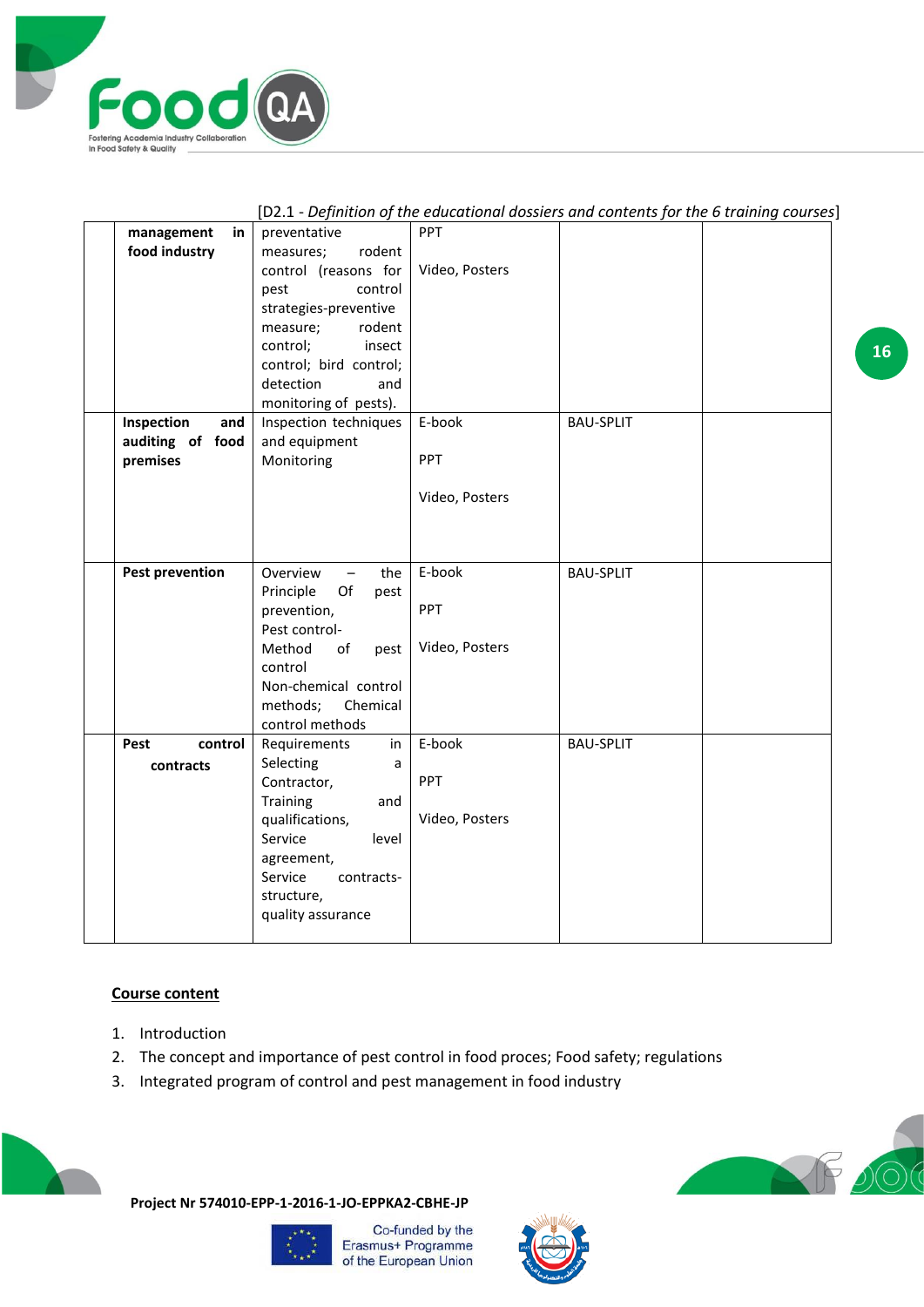| | | | | | |
|---|---|---|---|---|---|
| | **management in food industry** | preventative measures; rodent control (reasons for pest control strategies-preventive measure; rodent control; insect control; bird control; detection and monitoring of pests). | PPT<br><br>Video, Posters | | |
| | **Inspection and auditing of food premises** | Inspection techniques and equipment Monitoring | E-book<br><br>PPT<br><br>Video, Posters | BAU-SPLIT | |
| | **Pest prevention** | Overview – the Principle Of pest prevention,<br>Pest control-Method of pest control<br>Non-chemical control methods; Chemical control methods | E-book<br><br>PPT<br><br>Video, Posters | BAU-SPLIT | |
| | **Pest control contracts** | Requirements in Selecting a Contractor,<br>Training and qualifications,<br>Service level agreement,<br>Service contracts-structure,<br>quality assurance | E-book<br><br>PPT<br><br>Video, Posters | BAU-SPLIT | |

**Course content**

1. Introduction
2. The concept and importance of pest control in food proces; Food safety; regulations
3. Integrated program of control and pest management in food industry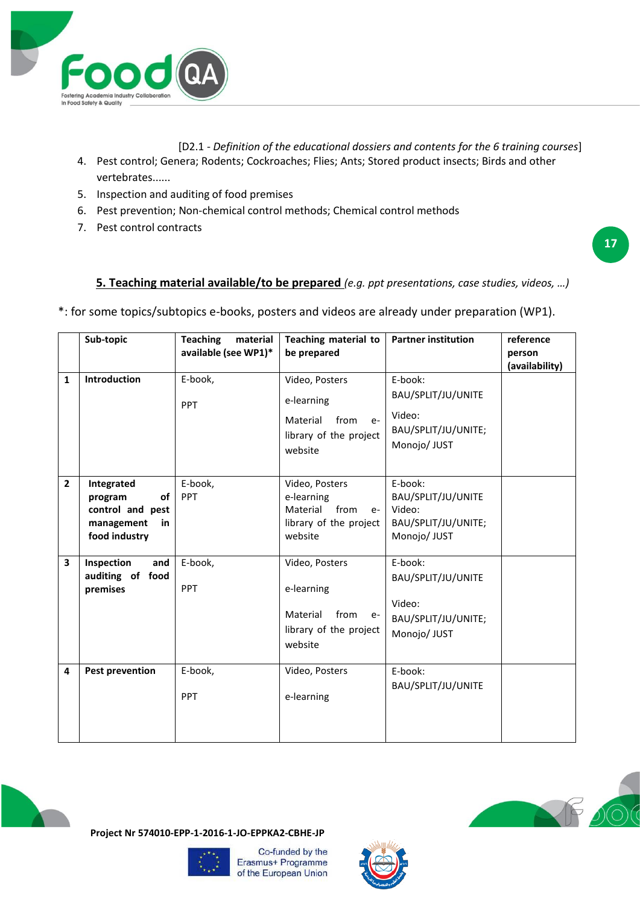4. Pest control; Genera; Rodents; Cockroaches; Flies; Ants; Stored product insects; Birds and other vertebrates......
5. Inspection and auditing of food premises
6. Pest prevention; Non-chemical control methods; Chemical control methods
7. Pest control contracts

## 5. Teaching material available/to be prepared *(e.g. ppt presentations, case studies, videos, …)*

*: for some topics/subtopics e-books, posters and videos are already under preparation (WP1).

| | Sub-topic | Teaching material available (see WP1)* | Teaching material to be prepared | Partner institution | reference person (availability) |
|---|---|---|---|---|---|
| 1 | **Introduction** | E-book, PPT | Video, Posters e-learning Material from e-library of the project website | E-book: BAU/SPLIT/JU/UNITE Video: BAU/SPLIT/JU/UNITE; Monojo/ JUST | |
| 2 | **Integrated program of control and pest management in food industry** | E-book, PPT | Video, Posters e-learning Material from e-library of the project website | E-book: BAU/SPLIT/JU/UNITE Video: BAU/SPLIT/JU/UNITE; Monojo/ JUST | |
| 3 | **Inspection and auditing of food premises** | E-book, PPT | Video, Posters e-learning Material from e-library of the project website | E-book: BAU/SPLIT/JU/UNITE Video: BAU/SPLIT/JU/UNITE; Monojo/ JUST | |
| 4 | **Pest prevention** | E-book, PPT | Video, Posters e-learning | E-book: BAU/SPLIT/JU/UNITE | |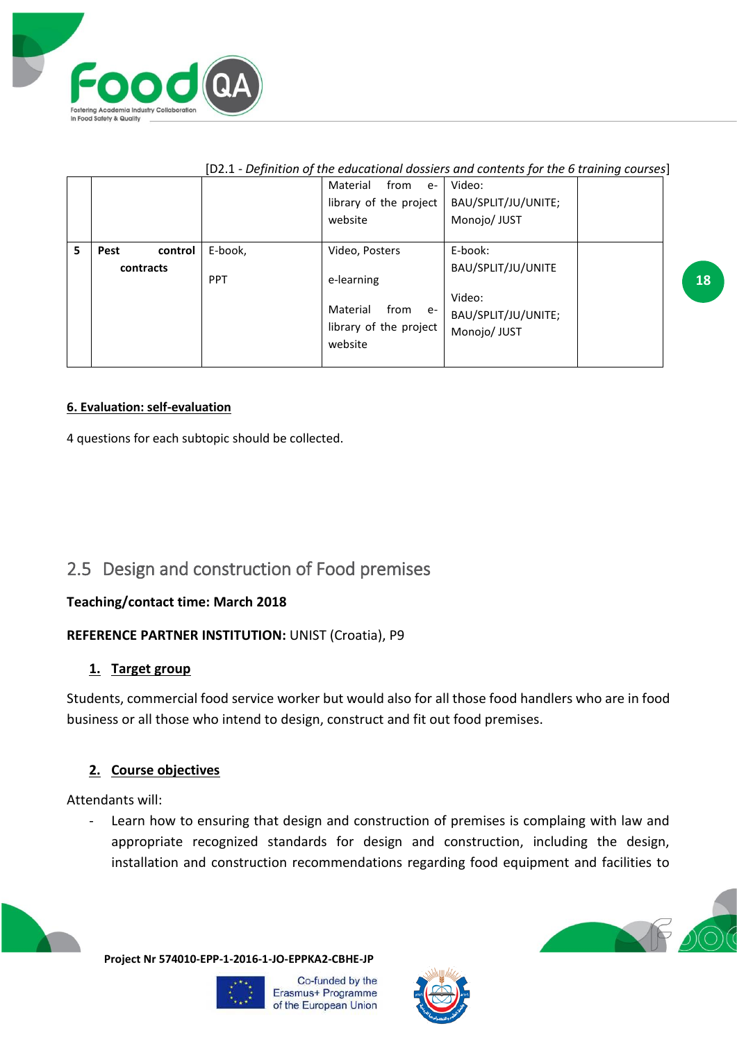| | | | | | |
|---|---|---|---|---|---|
| | | | Material from e-library of the project website | Video: BAU/SPLIT/JU/UNITE; Monojo/ JUST | |
| **5** | **Pest control contracts** | E-book, PPT | Video, Posters e-learning Material from e-library of the project website | E-book: BAU/SPLIT/JU/UNITE Video: BAU/SPLIT/JU/UNITE; Monojo/ JUST | |

**6. Evaluation: self-evaluation**

4 questions for each subtopic should be collected.

## 2.5 Design and construction of Food premises

**Teaching/contact time: March 2018**

**REFERENCE PARTNER INSTITUTION:** UNIST (Croatia), P9

### 1. Target group

Students, commercial food service worker but would also for all those food handlers who are in food business or all those who intend to design, construct and fit out food premises.

### 2. Course objectives

Attendants will:

- Learn how to ensuring that design and construction of premises is complaing with law and appropriate recognized standards for design and construction, including the design, installation and construction recommendations regarding food equipment and facilities to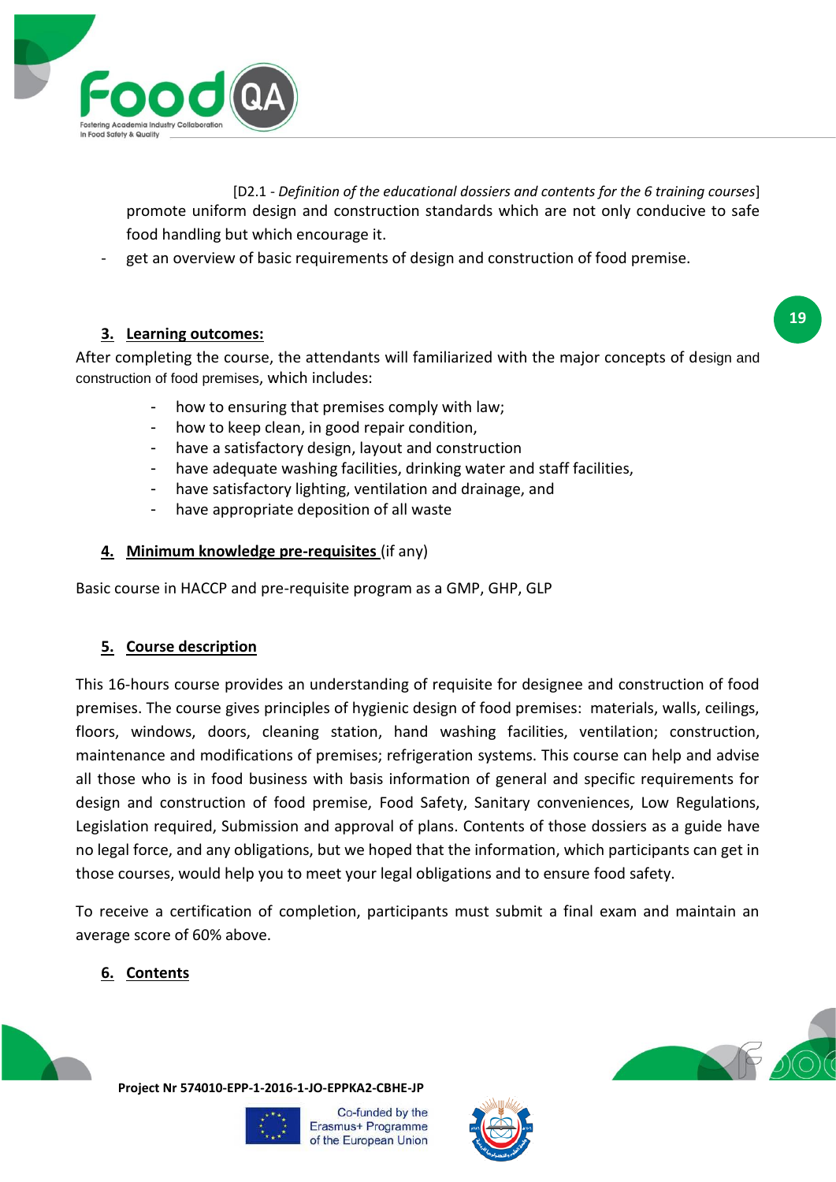promote uniform design and construction standards which are not only conducive to safe food handling but which encourage it.

- get an overview of basic requirements of design and construction of food premise.

## 3. Learning outcomes:

After completing the course, the attendants will familiarized with the major concepts of design and construction of food premises, which includes:

- how to ensuring that premises comply with law;
- how to keep clean, in good repair condition,
- have a satisfactory design, layout and construction
- have adequate washing facilities, drinking water and staff facilities,
- have satisfactory lighting, ventilation and drainage, and
- have appropriate deposition of all waste

## 4. Minimum knowledge pre-requisites (if any)

Basic course in HACCP and pre-requisite program as a GMP, GHP, GLP

## 5. Course description

This 16-hours course provides an understanding of requisite for designee and construction of food premises. The course gives principles of hygienic design of food premises: materials, walls, ceilings, floors, windows, doors, cleaning station, hand washing facilities, ventilation; construction, maintenance and modifications of premises; refrigeration systems. This course can help and advise all those who is in food business with basis information of general and specific requirements for design and construction of food premise, Food Safety, Sanitary conveniences, Low Regulations, Legislation required, Submission and approval of plans. Contents of those dossiers as a guide have no legal force, and any obligations, but we hoped that the information, which participants can get in those courses, would help you to meet your legal obligations and to ensure food safety.

To receive a certification of completion, participants must submit a final exam and maintain an average score of 60% above.

## 6. Contents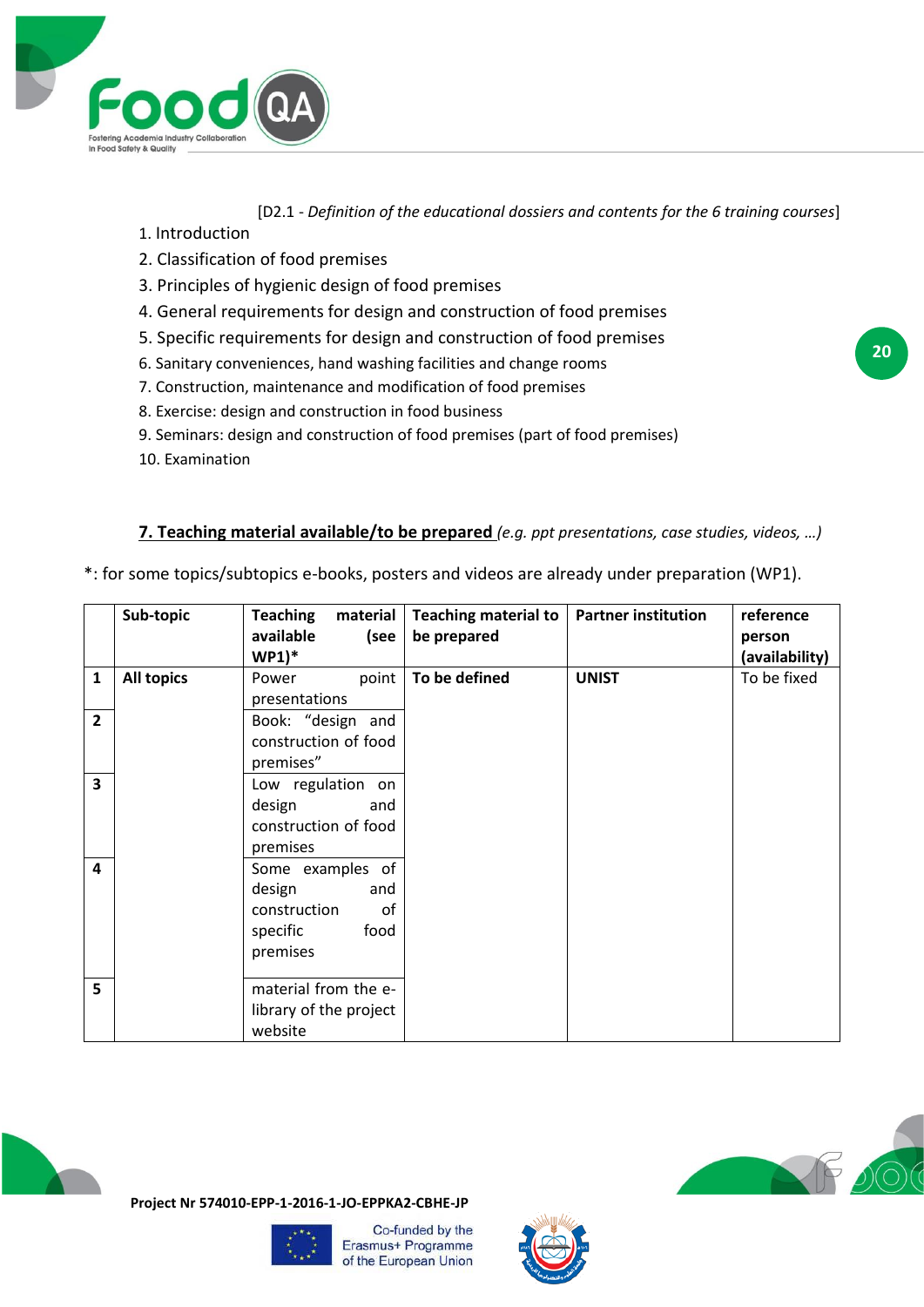[D2.1 - *Definition of the educational dossiers and contents for the 6 training courses*]

1. Introduction
2. Classification of food premises
3. Principles of hygienic design of food premises
4. General requirements for design and construction of food premises
5. Specific requirements for design and construction of food premises
6. Sanitary conveniences, hand washing facilities and change rooms
7. Construction, maintenance and modification of food premises
8. Exercise: design and construction in food business
9. Seminars: design and construction of food premises (part of food premises)
10. Examination

**7. Teaching material available/to be prepared** *(e.g. ppt presentations, case studies, videos, …)*

*: for some topics/subtopics e-books, posters and videos are already under preparation (WP1).

| | **Sub-topic** | **Teaching material available (see WP1)*** | **Teaching material to be prepared** | **Partner institution** | **reference person (availability)** |
|---|---|---|---|---|---|
| **1** | **All topics** | Power point presentations | **To be defined** | **UNIST** | To be fixed |
| **2** | | Book: "design and construction of food premises" | | | |
| **3** | | Low regulation on design and construction of food premises | | | |
| **4** | | Some examples of design and construction of specific food premises | | | |
| **5** | | material from the e-library of the project website | | | |

**Project Nr 574010-EPP-1-2016-1-JO-EPPKA2-CBHE-JP**

Co-funded by the Erasmus+ Programme of the European Union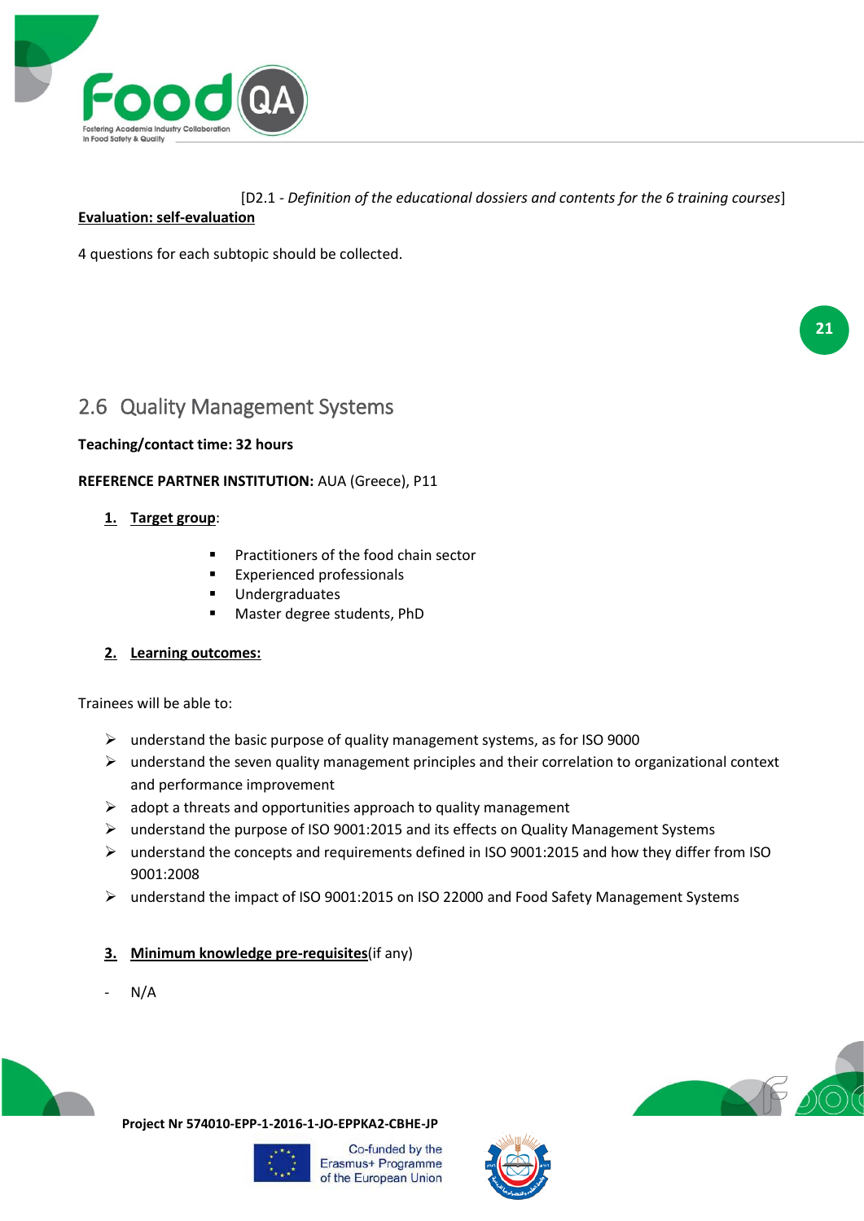**Evaluation: self-evaluation**

4 questions for each subtopic should be collected.

## 2.6 Quality Management Systems

**Teaching/contact time: 32 hours**

**REFERENCE PARTNER INSTITUTION:** AUA (Greece), P11

1. **Target group**:
   - Practitioners of the food chain sector
   - Experienced professionals
   - Undergraduates
   - Master degree students, PhD

2. **Learning outcomes:**

Trainees will be able to:

- understand the basic purpose of quality management systems, as for ISO 9000
- understand the seven quality management principles and their correlation to organizational context and performance improvement
- adopt a threats and opportunities approach to quality management
- understand the purpose of ISO 9001:2015 and its effects on Quality Management Systems
- understand the concepts and requirements defined in ISO 9001:2015 and how they differ from ISO 9001:2008
- understand the impact of ISO 9001:2015 on ISO 22000 and Food Safety Management Systems

3. **Minimum knowledge pre-requisites**(if any)

- N/A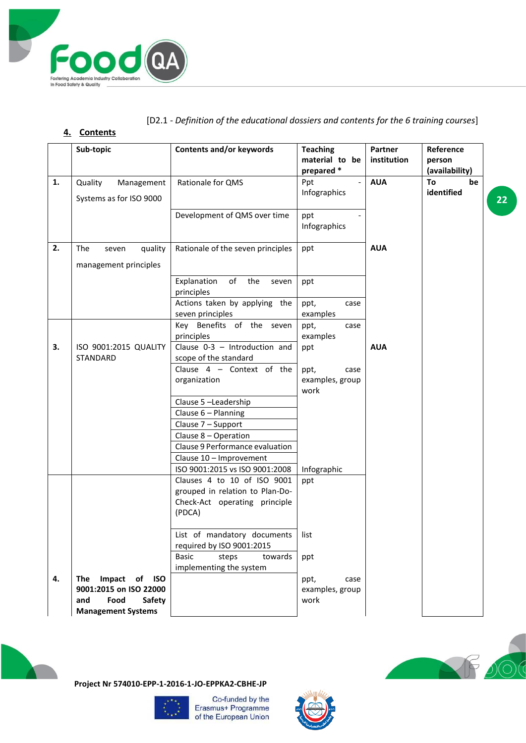[D2.1 - *Definition of the educational dossiers and contents for the 6 training courses*]

## 4. Contents

| | Sub-topic | Contents and/or keywords | Teaching material to be prepared * | Partner institution | Reference person (availability) |
|---|---|---|---|---|---|
| **1.** | Quality Management Systems as for ISO 9000 | Rationale for QMS | Ppt - Infographics | **AUA** | **To be identified** |
| | | Development of QMS over time | ppt - Infographics | | |
| **2.** | The seven quality management principles | Rationale of the seven principles | ppt | **AUA** | |
| | | Explanation of the seven principles | ppt | | |
| | | Actions taken by applying the seven principles | ppt, case examples | | |
| | | Key Benefits of the seven principles | ppt, case examples | | |
| **3.** | ISO 9001:2015 QUALITY STANDARD | Clause 0-3 – Introduction and scope of the standard | ppt | **AUA** | |
| | | Clause 4 – Context of the organization | ppt, case examples, group work | | |
| | | Clause 5 –Leadership | | | |
| | | Clause 6 – Planning | | | |
| | | Clause 7 – Support | | | |
| | | Clause 8 – Operation | | | |
| | | Clause 9 Performance evaluation | | | |
| | | Clause 10 – Improvement | | | |
| | | ISO 9001:2015 vs ISO 9001:2008 | Infographic | | |
| | | Clauses 4 to 10 of ISO 9001 grouped in relation to Plan-Do-Check-Act operating principle (PDCA) | ppt | | |
| | | List of mandatory documents required by ISO 9001:2015 | list | | |
| | | Basic steps towards implementing the system | ppt | | |
| **4.** | **The Impact of ISO 9001:2015 on ISO 22000 and Food Safety Management Systems** | | ppt, case examples, group work | | |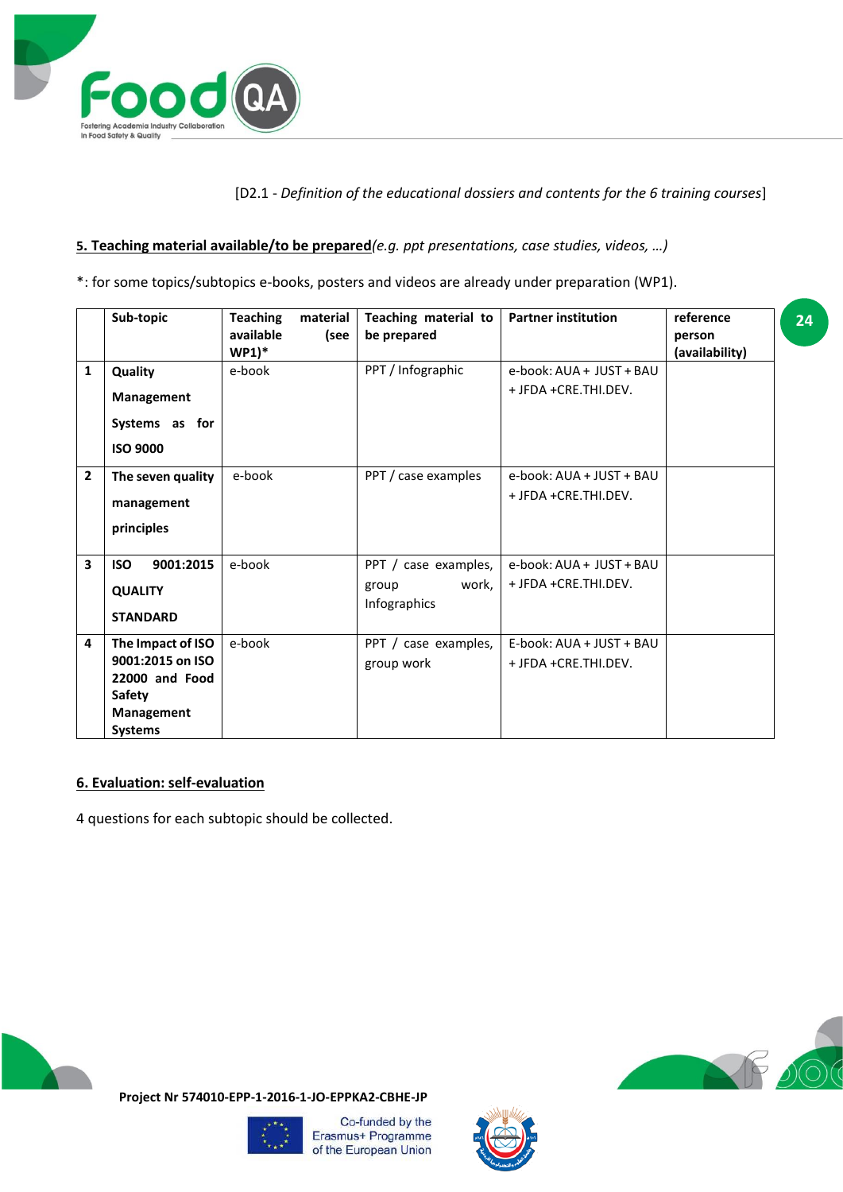[D2.1 - *Definition of the educational dossiers and contents for the 6 training courses*]

**5. Teaching material available/to be prepared***(e.g. ppt presentations, case studies, videos, …)*

*: for some topics/subtopics e-books, posters and videos are already under preparation (WP1).

| | Sub-topic | Teaching material available (see WP1)* | Teaching material to be prepared | Partner institution | reference person (availability) |
|---|---|---|---|---|---|
| 1 | **Quality Management Systems as for ISO 9000** | e-book | PPT / Infographic | e-book: AUA + JUST + BAU + JFDA +CRE.THI.DEV. | |
| 2 | **The seven quality management principles** | e-book | PPT / case examples | e-book: AUA + JUST + BAU + JFDA +CRE.THI.DEV. | |
| 3 | **ISO 9001:2015 QUALITY STANDARD** | e-book | PPT / case examples, group work, Infographics | e-book: AUA + JUST + BAU + JFDA +CRE.THI.DEV. | |
| 4 | **The Impact of ISO 9001:2015 on ISO 22000 and Food Safety Management Systems** | e-book | PPT / case examples, group work | E-book: AUA + JUST + BAU + JFDA +CRE.THI.DEV. | |

**6. Evaluation: self-evaluation**

4 questions for each subtopic should be collected.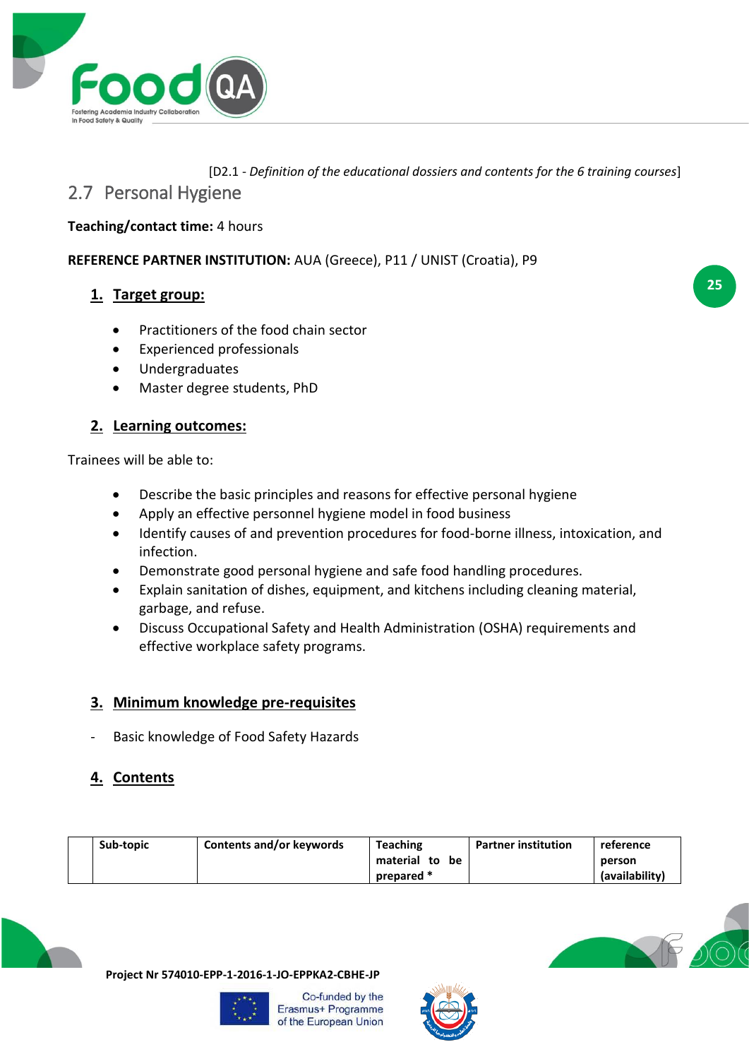[D2.1 - *Definition of the educational dossiers and contents for the 6 training courses*]

## 2.7 Personal Hygiene

**Teaching/contact time:** 4 hours

**REFERENCE PARTNER INSTITUTION:** AUA (Greece), P11 / UNIST (Croatia), P9

### 1. Target group:

- Practitioners of the food chain sector
- Experienced professionals
- Undergraduates
- Master degree students, PhD

### 2. Learning outcomes:

Trainees will be able to:

- Describe the basic principles and reasons for effective personal hygiene
- Apply an effective personnel hygiene model in food business
- Identify causes of and prevention procedures for food-borne illness, intoxication, and infection.
- Demonstrate good personal hygiene and safe food handling procedures.
- Explain sanitation of dishes, equipment, and kitchens including cleaning material, garbage, and refuse.
- Discuss Occupational Safety and Health Administration (OSHA) requirements and effective workplace safety programs.

### 3. Minimum knowledge pre-requisites

- Basic knowledge of Food Safety Hazards

### 4. Contents

| | Sub-topic | Contents and/or keywords | Teaching material to be prepared * | Partner institution | reference person (availability) |
|---|---|---|---|---|---|

**Project Nr 574010-EPP-1-2016-1-JO-EPPKA2-CBHE-JP**

Co-funded by the Erasmus+ Programme of the European Union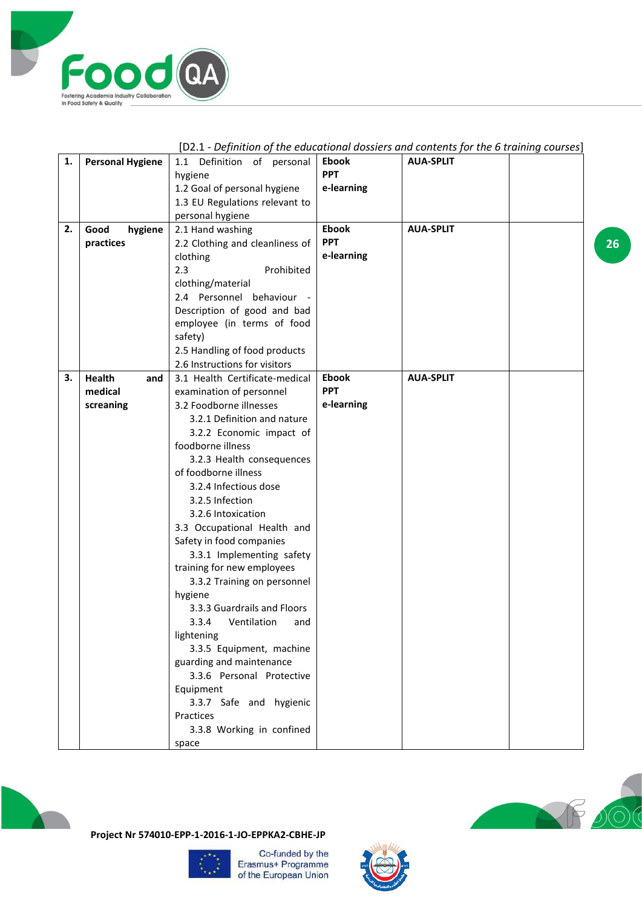[D2.1 - *Definition of the educational dossiers and contents for the 6 training courses*]

| | | | | | |
|---|---|---|---|---|---|
| **1.** | **Personal Hygiene** | 1.1 Definition of personal hygiene<br>1.2 Goal of personal hygiene<br>1.3 EU Regulations relevant to personal hygiene | **Ebook**<br>**PPT**<br>**e-learning** | **AUA-SPLIT** | |
| **2.** | **Good hygiene practices** | 2.1 Hand washing<br>2.2 Clothing and cleanliness of clothing<br>2.3 Prohibited clothing/material<br>2.4 Personnel behaviour - Description of good and bad employee (in terms of food safety)<br>2.5 Handling of food products<br>2.6 Instructions for visitors | **Ebook**<br>**PPT**<br>**e-learning** | **AUA-SPLIT** | |
| **3.** | **Health and medical screaning** | 3.1 Health Certificate-medical examination of personnel<br>3.2 Foodborne illnesses<br>3.2.1 Definition and nature<br>3.2.2 Economic impact of foodborne illness<br>3.2.3 Health consequences of foodborne illness<br>3.2.4 Infectious dose<br>3.2.5 Infection<br>3.2.6 Intoxication<br>3.3 Occupational Health and Safety in food companies<br>3.3.1 Implementing safety training for new employees<br>3.3.2 Training on personnel hygiene<br>3.3.3 Guardrails and Floors<br>3.3.4 Ventilation and lightening<br>3.3.5 Equipment, machine guarding and maintenance<br>3.3.6 Personal Protective Equipment<br>3.3.7 Safe and hygienic Practices<br>3.3.8 Working in confined space | **Ebook**<br>**PPT**<br>**e-learning** | **AUA-SPLIT** | |

**Project Nr 574010-EPP-1-2016-1-JO-EPPKA2-CBHE-JP**

Co-funded by the Erasmus+ Programme of the European Union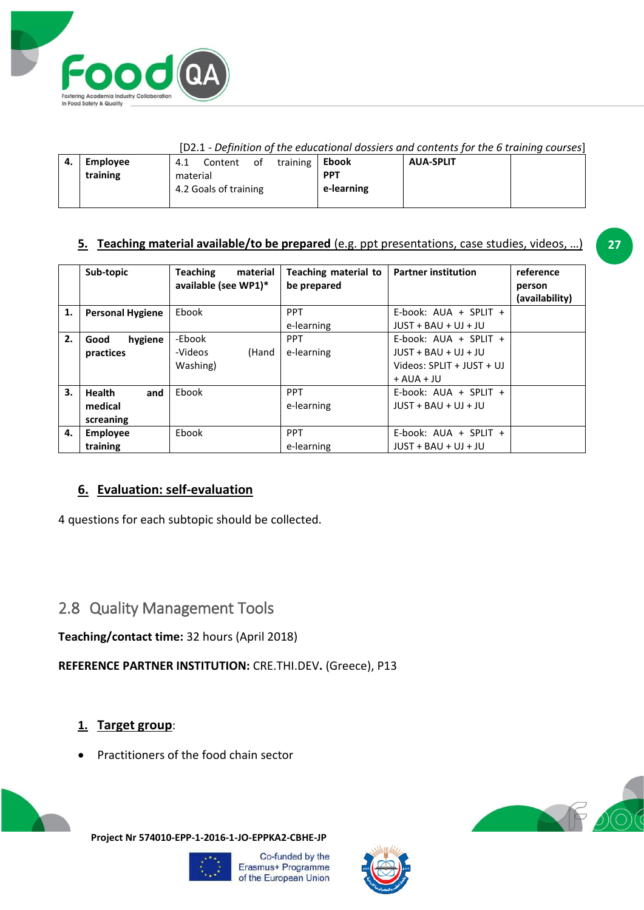[D2.1 - *Definition of the educational dossiers and contents for the 6 training courses*]

| **4.** | **Employee training** | 4.1 Content of training material<br>4.2 Goals of training | **Ebook**<br>**PPT**<br>**e-learning** | **AUA-SPLIT** | |
|---|---|---|---|---|---|

## 5. Teaching material available/to be prepared (e.g. ppt presentations, case studies, videos, …)

| | Sub-topic | Teaching material available (see WP1)* | Teaching material to be prepared | Partner institution | reference person (availability) |
|---|---|---|---|---|---|
| **1.** | **Personal Hygiene** | Ebook | PPT<br>e-learning | E-book: AUA + SPLIT + JUST + BAU + UJ + JU | |
| **2.** | **Good hygiene practices** | -Ebook<br>-Videos (Hand Washing) | PPT<br>e-learning | E-book: AUA + SPLIT + JUST + BAU + UJ + JU<br>Videos: SPLIT + JUST + UJ + AUA + JU | |
| **3.** | **Health and medical screaning** | Ebook | PPT<br>e-learning | E-book: AUA + SPLIT + JUST + BAU + UJ + JU | |
| **4.** | **Employee training** | Ebook | PPT<br>e-learning | E-book: AUA + SPLIT + JUST + BAU + UJ + JU | |

## 6. Evaluation: self-evaluation

4 questions for each subtopic should be collected.

## 2.8 Quality Management Tools

**Teaching/contact time:** 32 hours (April 2018)

**REFERENCE PARTNER INSTITUTION:** CRE.THI.DEV**.** (Greece), P13

### 1. Target group:

- Practitioners of the food chain sector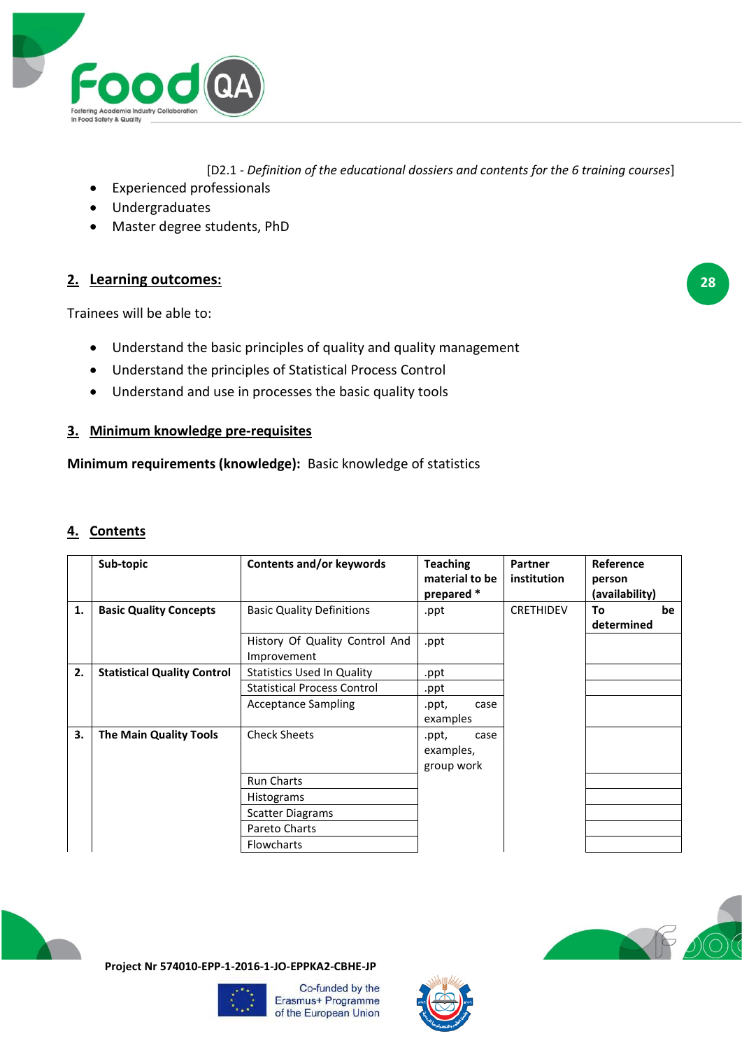- Experienced professionals
- Undergraduates
- Master degree students, PhD

## 2. Learning outcomes:

Trainees will be able to:

- Understand the basic principles of quality and quality management
- Understand the principles of Statistical Process Control
- Understand and use in processes the basic quality tools

## 3. Minimum knowledge pre-requisites

**Minimum requirements (knowledge):** Basic knowledge of statistics

## 4. Contents

| | Sub-topic | Contents and/or keywords | Teaching material to be prepared * | Partner institution | Reference person (availability) |
|---|---|---|---|---|---|
| **1.** | **Basic Quality Concepts** | Basic Quality Definitions | .ppt | CRETHIDEV | **To be determined** |
| | | History Of Quality Control And Improvement | .ppt | | |
| **2.** | **Statistical Quality Control** | Statistics Used In Quality | .ppt | | |
| | | Statistical Process Control | .ppt | | |
| | | Acceptance Sampling | .ppt, case examples | | |
| **3.** | **The Main Quality Tools** | Check Sheets | .ppt, case examples, group work | | |
| | | Run Charts | | | |
| | | Histograms | | | |
| | | Scatter Diagrams | | | |
| | | Pareto Charts | | | |
| | | Flowcharts | | | |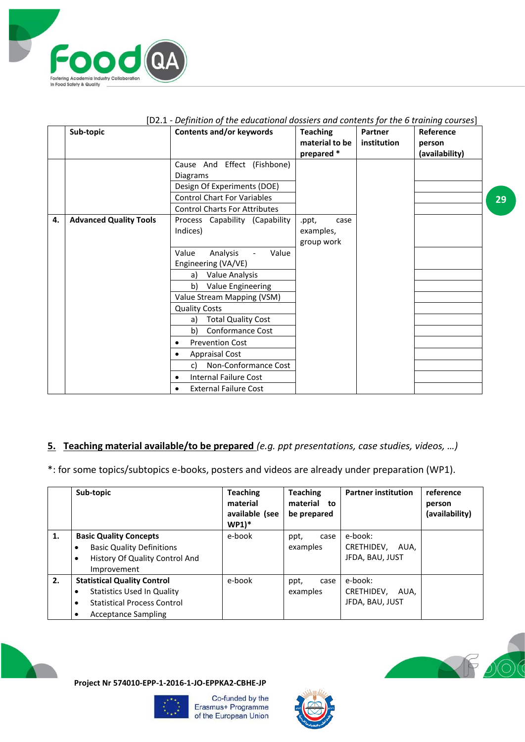[D2.1 - *Definition of the educational dossiers and contents for the 6 training courses*]

| | Sub-topic | Contents and/or keywords | Teaching material to be prepared * | Partner institution | Reference person (availability) |
|---|---|---|---|---|---|
| | | Cause And Effect (Fishbone) Diagrams | | | |
| | | Design Of Experiments (DOE) | | | |
| | | Control Chart For Variables | | | |
| | | Control Charts For Attributes | | | |
| **4.** | **Advanced Quality Tools** | Process Capability (Capability Indices) | .ppt, case examples, group work | | |
| | | Value Analysis - Value Engineering (VA/VE) | | | |
| | | a) Value Analysis | | | |
| | | b) Value Engineering | | | |
| | | Value Stream Mapping (VSM) | | | |
| | | Quality Costs | | | |
| | | a) Total Quality Cost | | | |
| | | b) Conformance Cost | | | |
| | | • Prevention Cost | | | |
| | | • Appraisal Cost | | | |
| | | c) Non-Conformance Cost | | | |
| | | • Internal Failure Cost | | | |
| | | • External Failure Cost | | | |

## 5. Teaching material available/to be prepared *(e.g. ppt presentations, case studies, videos, …)*

*: for some topics/subtopics e-books, posters and videos are already under preparation (WP1).

| | Sub-topic | Teaching material available (see WP1)* | Teaching material to be prepared | Partner institution | reference person (availability) |
|---|---|---|---|---|---|
| **1.** | **Basic Quality Concepts**<br>• Basic Quality Definitions<br>• History Of Quality Control And Improvement | e-book | ppt, case examples | e-book: CRETHIDEV, AUA, JFDA, BAU, JUST | |
| **2.** | **Statistical Quality Control**<br>• Statistics Used In Quality<br>• Statistical Process Control<br>• Acceptance Sampling | e-book | ppt, case examples | e-book: CRETHIDEV, AUA, JFDA, BAU, JUST | |

Project Nr 574010-EPP-1-2016-1-JO-EPPKA2-CBHE-JP

Co-funded by the Erasmus+ Programme of the European Union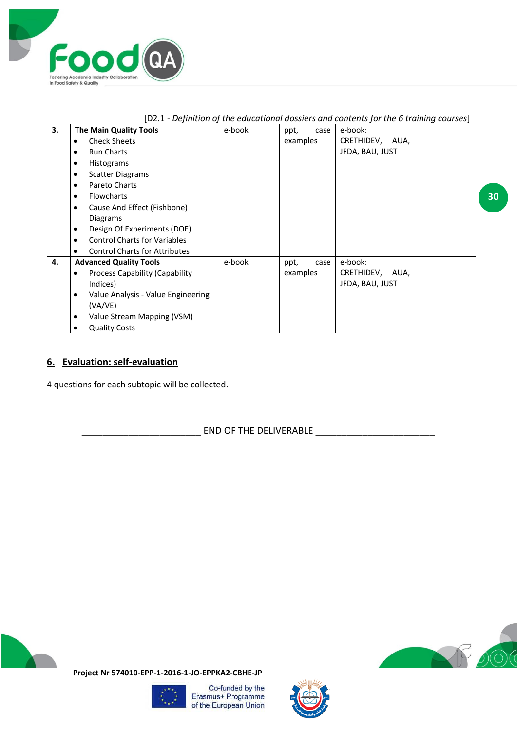[D2.1 - *Definition of the educational dossiers and contents for the 6 training courses*]

| | | | | | |
|---|---|---|---|---|---|
| **3.** | **The Main Quality Tools**<br>• Check Sheets<br>• Run Charts<br>• Histograms<br>• Scatter Diagrams<br>• Pareto Charts<br>• Flowcharts<br>• Cause And Effect (Fishbone) Diagrams<br>• Design Of Experiments (DOE)<br>• Control Charts for Variables<br>• Control Charts for Attributes | e-book | ppt, case examples | e-book: CRETHIDEV, AUA, JFDA, BAU, JUST | |
| **4.** | **Advanced Quality Tools**<br>• Process Capability (Capability Indices)<br>• Value Analysis - Value Engineering (VA/VE)<br>• Value Stream Mapping (VSM)<br>• Quality Costs | e-book | ppt, case examples | e-book: CRETHIDEV, AUA, JFDA, BAU, JUST | |

## 6. Evaluation: self-evaluation

4 questions for each subtopic will be collected.

_______________________ END OF THE DELIVERABLE _______________________